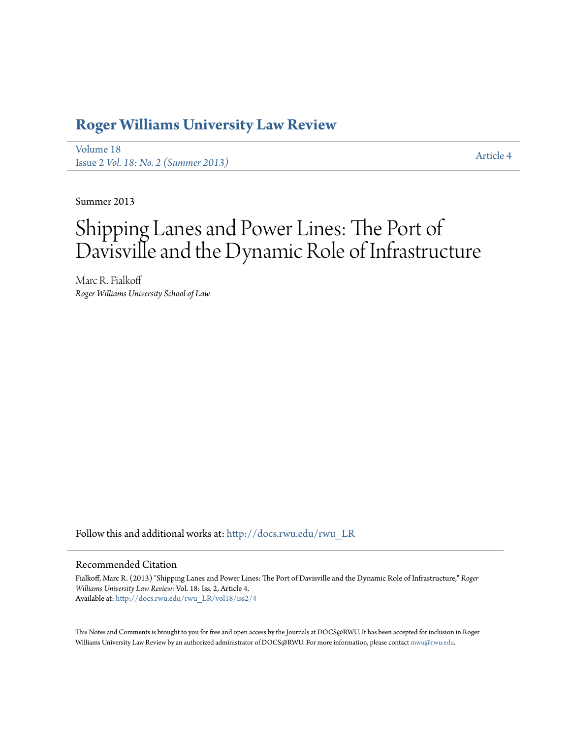# Roger Williams University Law Review

Volume 18
Issue 2 *Vol. 18: No. 2 (Summer 2013)*

Article 4

Summer 2013

# Shipping Lanes and Power Lines: The Port of Davisville and the Dynamic Role of Infrastructure

Marc R. Fialkoff
*Roger Williams University School of Law*

Follow this and additional works at: http://docs.rwu.edu/rwu_LR

## Recommended Citation

Fialkoff, Marc R. (2013) "Shipping Lanes and Power Lines: The Port of Davisville and the Dynamic Role of Infrastructure," *Roger Williams University Law Review*: Vol. 18: Iss. 2, Article 4.
Available at: http://docs.rwu.edu/rwu_LR/vol18/iss2/4

This Notes and Comments is brought to you for free and open access by the Journals at DOCS@RWU. It has been accepted for inclusion in Roger Williams University Law Review by an authorized administrator of DOCS@RWU. For more information, please contact mwu@rwu.edu.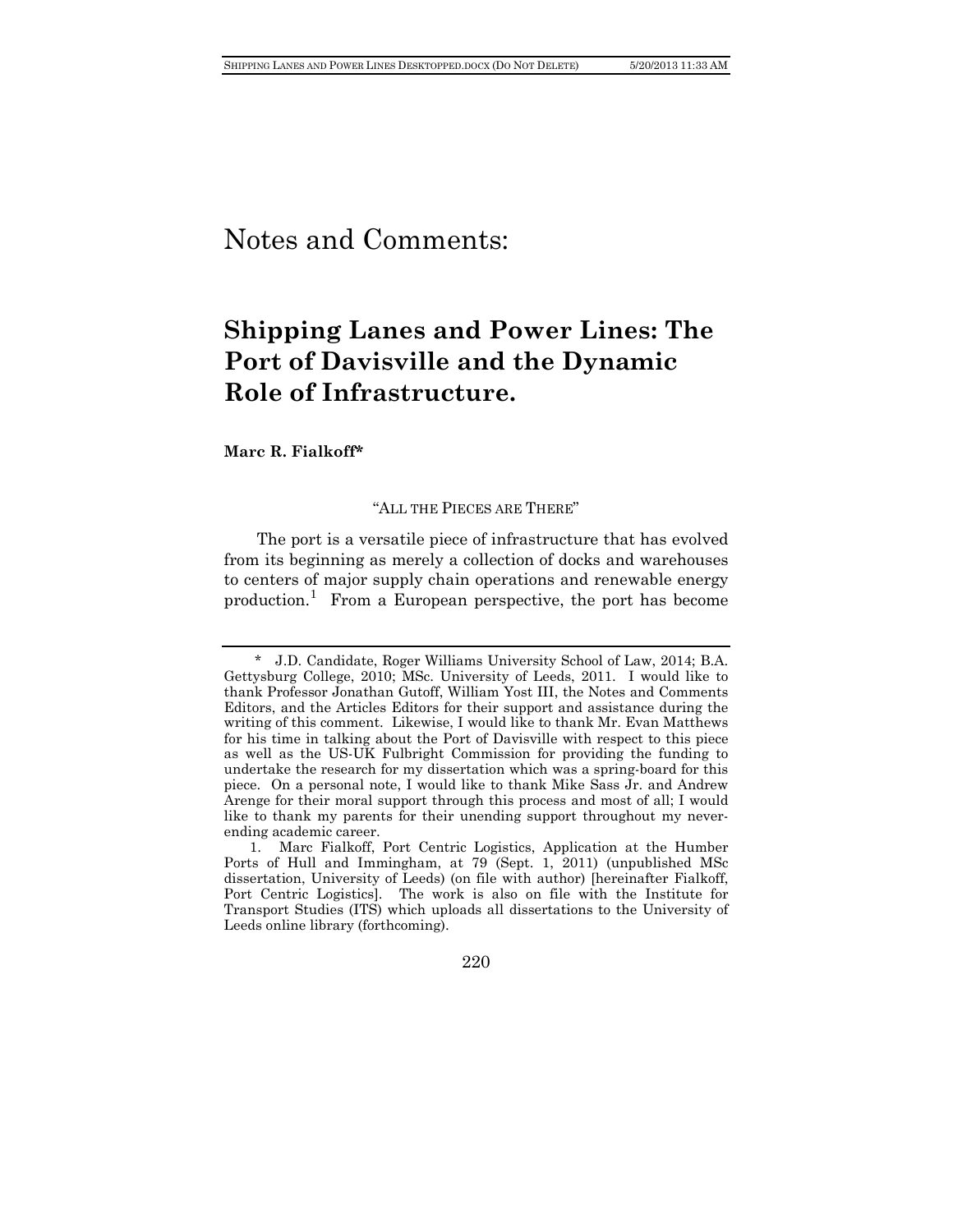# Notes and Comments:

## Shipping Lanes and Power Lines: The Port of Davisville and the Dynamic Role of Infrastructure.

**Marc R. Fialkoff***

"ALL THE PIECES ARE THERE"

The port is a versatile piece of infrastructure that has evolved from its beginning as merely a collection of docks and warehouses to centers of major supply chain operations and renewable energy production.[1] From a European perspective, the port has become

---

\* J.D. Candidate, Roger Williams University School of Law, 2014; B.A. Gettysburg College, 2010; MSc. University of Leeds, 2011. I would like to thank Professor Jonathan Gutoff, William Yost III, the Notes and Comments Editors, and the Articles Editors for their support and assistance during the writing of this comment. Likewise, I would like to thank Mr. Evan Matthews for his time in talking about the Port of Davisville with respect to this piece as well as the US-UK Fulbright Commission for providing the funding to undertake the research for my dissertation which was a spring-board for this piece. On a personal note, I would like to thank Mike Sass Jr. and Andrew Arenge for their moral support through this process and most of all; I would like to thank my parents for their unending support throughout my never-ending academic career.

1. Marc Fialkoff, Port Centric Logistics, Application at the Humber Ports of Hull and Immingham, at 79 (Sept. 1, 2011) (unpublished MSc dissertation, University of Leeds) (on file with author) [hereinafter Fialkoff, Port Centric Logistics]. The work is also on file with the Institute for Transport Studies (ITS) which uploads all dissertations to the University of Leeds online library (forthcoming).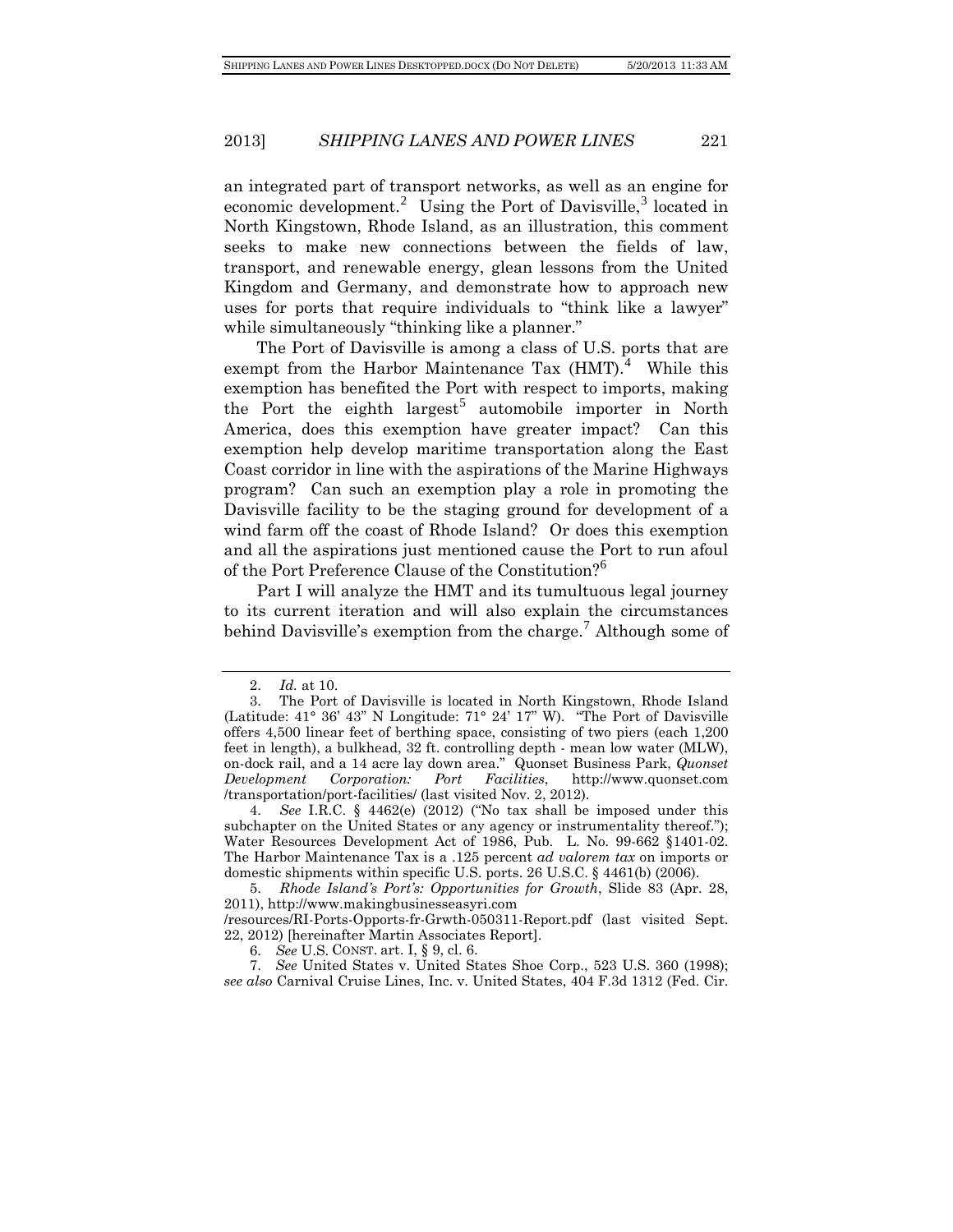an integrated part of transport networks, as well as an engine for economic development.[2] Using the Port of Davisville,[3] located in North Kingstown, Rhode Island, as an illustration, this comment seeks to make new connections between the fields of law, transport, and renewable energy, glean lessons from the United Kingdom and Germany, and demonstrate how to approach new uses for ports that require individuals to "think like a lawyer" while simultaneously "thinking like a planner."

The Port of Davisville is among a class of U.S. ports that are exempt from the Harbor Maintenance Tax (HMT).[4] While this exemption has benefited the Port with respect to imports, making the Port the eighth largest[5] automobile importer in North America, does this exemption have greater impact? Can this exemption help develop maritime transportation along the East Coast corridor in line with the aspirations of the Marine Highways program? Can such an exemption play a role in promoting the Davisville facility to be the staging ground for development of a wind farm off the coast of Rhode Island? Or does this exemption and all the aspirations just mentioned cause the Port to run afoul of the Port Preference Clause of the Constitution?[6]

Part I will analyze the HMT and its tumultuous legal journey to its current iteration and will also explain the circumstances behind Davisville's exemption from the charge.[7] Although some of

---

2. *Id.* at 10.

3. The Port of Davisville is located in North Kingstown, Rhode Island (Latitude: 41° 36' 43" N Longitude: 71° 24' 17" W). "The Port of Davisville offers 4,500 linear feet of berthing space, consisting of two piers (each 1,200 feet in length), a bulkhead, 32 ft. controlling depth - mean low water (MLW), on-dock rail, and a 14 acre lay down area." Quonset Business Park, *Quonset Development Corporation: Port Facilities*, http://www.quonset.com /transportation/port-facilities/ (last visited Nov. 2, 2012).

4. *See* I.R.C. § 4462(e) (2012) ("No tax shall be imposed under this subchapter on the United States or any agency or instrumentality thereof."); Water Resources Development Act of 1986, Pub. L. No. 99-662 §1401-02. The Harbor Maintenance Tax is a .125 percent *ad valorem tax* on imports or domestic shipments within specific U.S. ports. 26 U.S.C. § 4461(b) (2006).

5. *Rhode Island's Port's: Opportunities for Growth*, Slide 83 (Apr. 28, 2011), http://www.makingbusinesseasyri.com /resources/RI-Ports-Opports-fr-Grwth-050311-Report.pdf (last visited Sept. 22, 2012) [hereinafter Martin Associates Report].

6. *See* U.S. CONST. art. I, § 9, cl. 6.

7. *See* United States v. United States Shoe Corp., 523 U.S. 360 (1998); *see also* Carnival Cruise Lines, Inc. v. United States, 404 F.3d 1312 (Fed. Cir.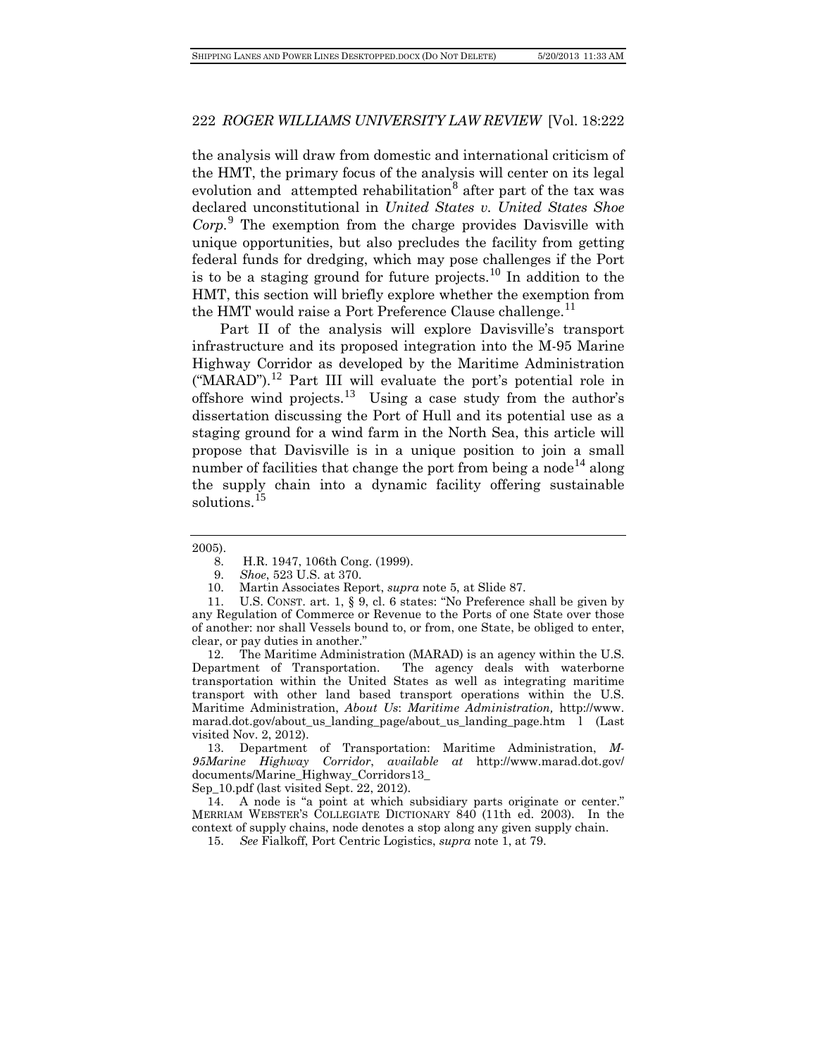the analysis will draw from domestic and international criticism of the HMT, the primary focus of the analysis will center on its legal evolution and attempted rehabilitation[8] after part of the tax was declared unconstitutional in *United States v. United States Shoe Corp.*[9] The exemption from the charge provides Davisville with unique opportunities, but also precludes the facility from getting federal funds for dredging, which may pose challenges if the Port is to be a staging ground for future projects.[10] In addition to the HMT, this section will briefly explore whether the exemption from the HMT would raise a Port Preference Clause challenge.[11]

Part II of the analysis will explore Davisville's transport infrastructure and its proposed integration into the M-95 Marine Highway Corridor as developed by the Maritime Administration ("MARAD").[12] Part III will evaluate the port's potential role in offshore wind projects.[13] Using a case study from the author's dissertation discussing the Port of Hull and its potential use as a staging ground for a wind farm in the North Sea, this article will propose that Davisville is in a unique position to join a small number of facilities that change the port from being a node[14] along the supply chain into a dynamic facility offering sustainable solutions.[15]

---

2005).

8. H.R. 1947, 106th Cong. (1999).

9. *Shoe*, 523 U.S. at 370.

10. Martin Associates Report, *supra* note 5, at Slide 87.

11. U.S. CONST. art. 1, § 9, cl. 6 states: "No Preference shall be given by any Regulation of Commerce or Revenue to the Ports of one State over those of another: nor shall Vessels bound to, or from, one State, be obliged to enter, clear, or pay duties in another."

12. The Maritime Administration (MARAD) is an agency within the U.S. Department of Transportation. The agency deals with waterborne transportation within the United States as well as integrating maritime transport with other land based transport operations within the U.S. Maritime Administration, *About Us*: *Maritime Administration,* http://www.marad.dot.gov/about_us_landing_page/about_us_landing_page.htm l (Last visited Nov. 2, 2012).

13. Department of Transportation: Maritime Administration, *M-95Marine Highway Corridor*, *available at* http://www.marad.dot.gov/documents/Marine_Highway_Corridors13_Sep_10.pdf (last visited Sept. 22, 2012).

14. A node is "a point at which subsidiary parts originate or center." MERRIAM WEBSTER'S COLLEGIATE DICTIONARY 840 (11th ed. 2003). In the context of supply chains, node denotes a stop along any given supply chain.

15. *See* Fialkoff, Port Centric Logistics, *supra* note 1, at 79.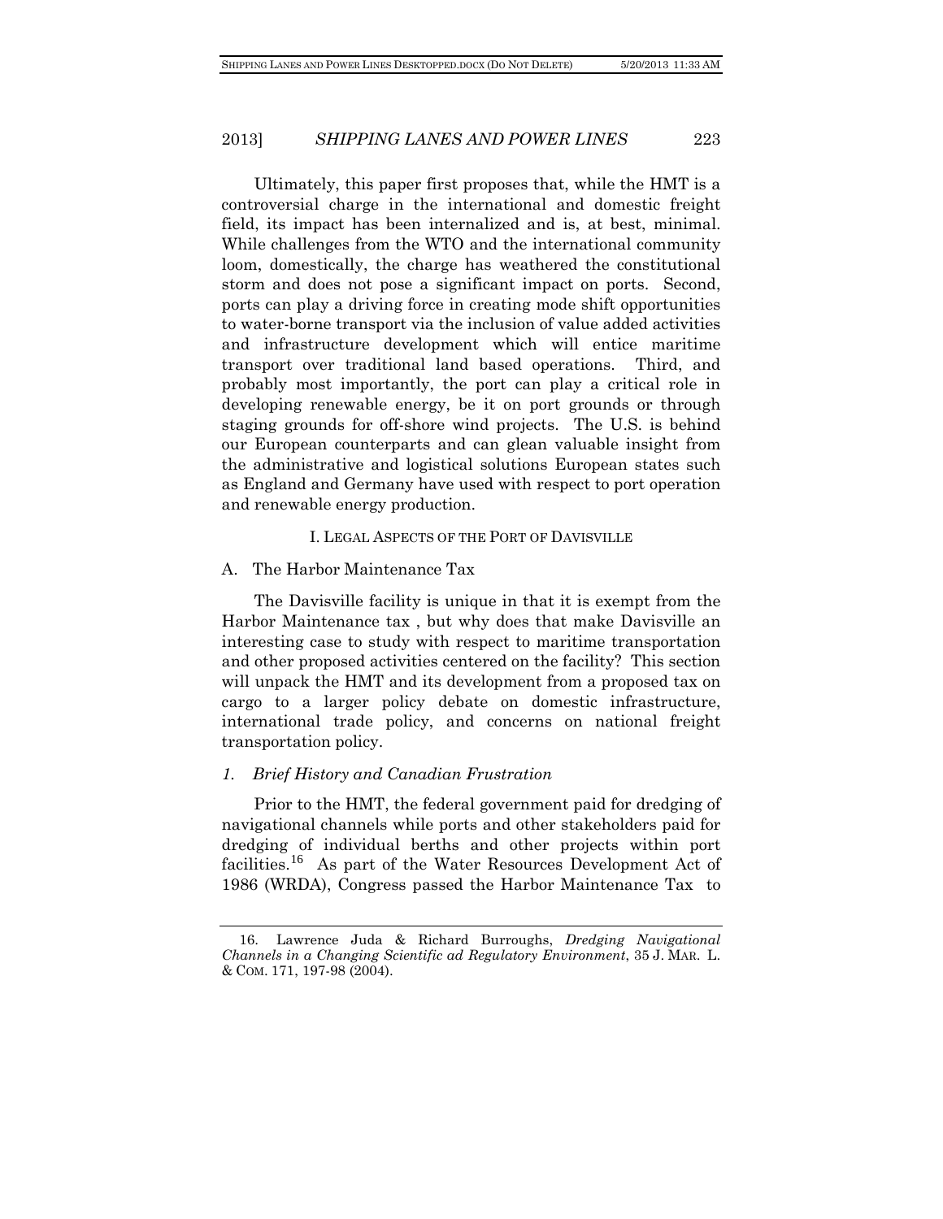Ultimately, this paper first proposes that, while the HMT is a controversial charge in the international and domestic freight field, its impact has been internalized and is, at best, minimal. While challenges from the WTO and the international community loom, domestically, the charge has weathered the constitutional storm and does not pose a significant impact on ports. Second, ports can play a driving force in creating mode shift opportunities to water-borne transport via the inclusion of value added activities and infrastructure development which will entice maritime transport over traditional land based operations. Third, and probably most importantly, the port can play a critical role in developing renewable energy, be it on port grounds or through staging grounds for off-shore wind projects. The U.S. is behind our European counterparts and can glean valuable insight from the administrative and logistical solutions European states such as England and Germany have used with respect to port operation and renewable energy production.

## I. LEGAL ASPECTS OF THE PORT OF DAVISVILLE

### A. The Harbor Maintenance Tax

The Davisville facility is unique in that it is exempt from the Harbor Maintenance tax , but why does that make Davisville an interesting case to study with respect to maritime transportation and other proposed activities centered on the facility? This section will unpack the HMT and its development from a proposed tax on cargo to a larger policy debate on domestic infrastructure, international trade policy, and concerns on national freight transportation policy.

#### *1. Brief History and Canadian Frustration*

Prior to the HMT, the federal government paid for dredging of navigational channels while ports and other stakeholders paid for dredging of individual berths and other projects within port facilities.[16] As part of the Water Resources Development Act of 1986 (WRDA), Congress passed the Harbor Maintenance Tax to

---

16. Lawrence Juda & Richard Burroughs, *Dredging Navigational Channels in a Changing Scientific ad Regulatory Environment*, 35 J. MAR. L. & COM. 171, 197-98 (2004).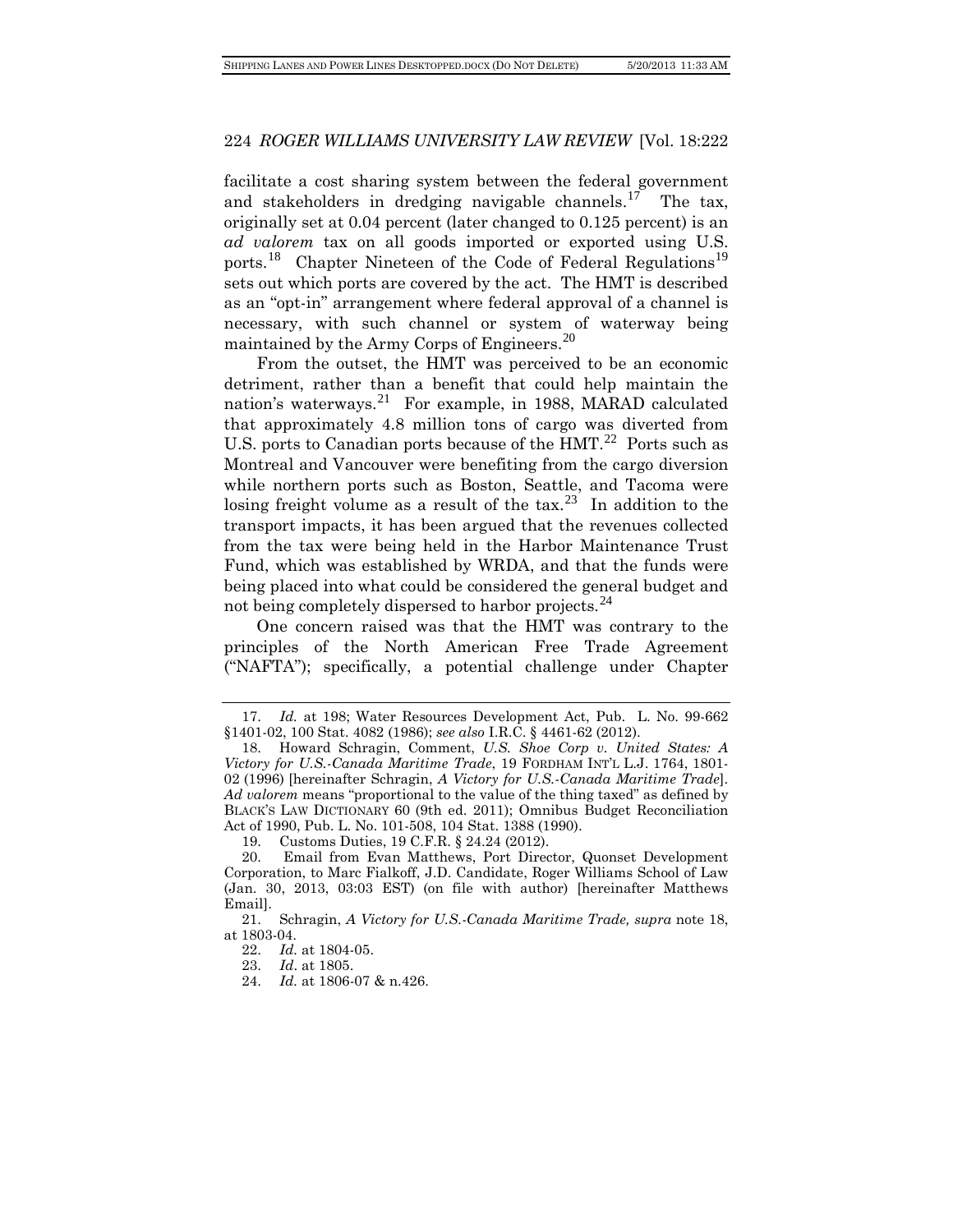facilitate a cost sharing system between the federal government and stakeholders in dredging navigable channels.[17] The tax, originally set at 0.04 percent (later changed to 0.125 percent) is an *ad valorem* tax on all goods imported or exported using U.S. ports.[18] Chapter Nineteen of the Code of Federal Regulations[19] sets out which ports are covered by the act. The HMT is described as an "opt-in" arrangement where federal approval of a channel is necessary, with such channel or system of waterway being maintained by the Army Corps of Engineers.[20]

From the outset, the HMT was perceived to be an economic detriment, rather than a benefit that could help maintain the nation's waterways.[21] For example, in 1988, MARAD calculated that approximately 4.8 million tons of cargo was diverted from U.S. ports to Canadian ports because of the HMT.[22] Ports such as Montreal and Vancouver were benefiting from the cargo diversion while northern ports such as Boston, Seattle, and Tacoma were losing freight volume as a result of the tax.[23] In addition to the transport impacts, it has been argued that the revenues collected from the tax were being held in the Harbor Maintenance Trust Fund, which was established by WRDA, and that the funds were being placed into what could be considered the general budget and not being completely dispersed to harbor projects.[24]

One concern raised was that the HMT was contrary to the principles of the North American Free Trade Agreement ("NAFTA"); specifically, a potential challenge under Chapter

---

17. *Id.* at 198; Water Resources Development Act, Pub. L. No. 99-662 §1401-02, 100 Stat. 4082 (1986); *see also* I.R.C. § 4461-62 (2012).

18. Howard Schragin, Comment, *U.S. Shoe Corp v. United States: A Victory for U.S.-Canada Maritime Trade*, 19 FORDHAM INT'L L.J. 1764, 1801-02 (1996) [hereinafter Schragin, *A Victory for U.S.-Canada Maritime Trade*]. *Ad valorem* means "proportional to the value of the thing taxed" as defined by BLACK'S LAW DICTIONARY 60 (9th ed. 2011); Omnibus Budget Reconciliation Act of 1990, Pub. L. No. 101-508, 104 Stat. 1388 (1990).

19. Customs Duties, 19 C.F.R. § 24.24 (2012).

20. Email from Evan Matthews, Port Director, Quonset Development Corporation, to Marc Fialkoff, J.D. Candidate, Roger Williams School of Law (Jan. 30, 2013, 03:03 EST) (on file with author) [hereinafter Matthews Email].

21. Schragin, *A Victory for U.S.-Canada Maritime Trade, supra* note 18, at 1803-04.

22. *Id.* at 1804-05.

23. *Id*. at 1805.

24. *Id.* at 1806-07 & n.426.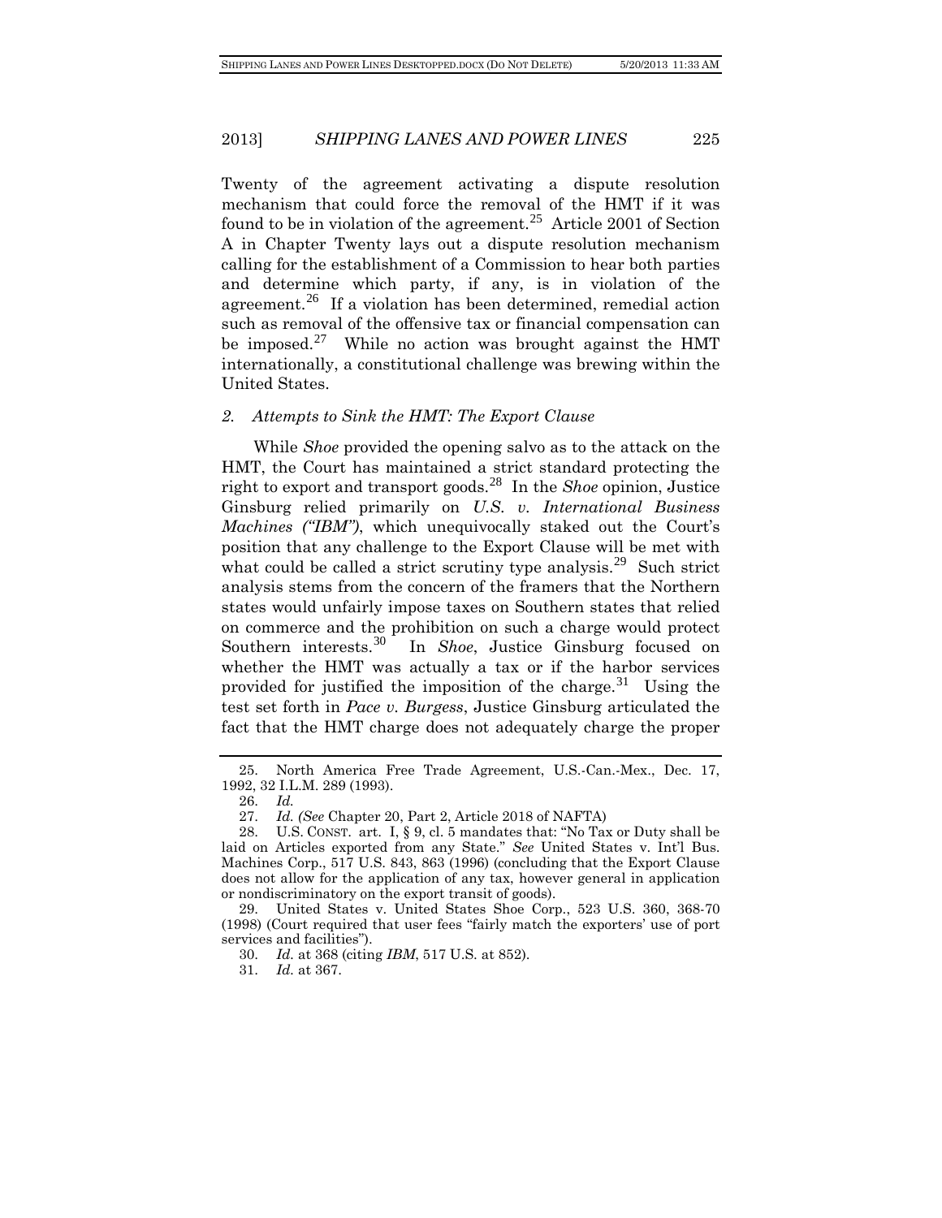Twenty of the agreement activating a dispute resolution mechanism that could force the removal of the HMT if it was found to be in violation of the agreement.[25] Article 2001 of Section A in Chapter Twenty lays out a dispute resolution mechanism calling for the establishment of a Commission to hear both parties and determine which party, if any, is in violation of the agreement.[26] If a violation has been determined, remedial action such as removal of the offensive tax or financial compensation can be imposed.[27] While no action was brought against the HMT internationally, a constitutional challenge was brewing within the United States.

### *2. Attempts to Sink the HMT: The Export Clause*

While *Shoe* provided the opening salvo as to the attack on the HMT, the Court has maintained a strict standard protecting the right to export and transport goods.[28] In the *Shoe* opinion, Justice Ginsburg relied primarily on *U.S. v. International Business Machines ("IBM")*, which unequivocally staked out the Court's position that any challenge to the Export Clause will be met with what could be called a strict scrutiny type analysis.[29] Such strict analysis stems from the concern of the framers that the Northern states would unfairly impose taxes on Southern states that relied on commerce and the prohibition on such a charge would protect Southern interests.[30] In *Shoe*, Justice Ginsburg focused on whether the HMT was actually a tax or if the harbor services provided for justified the imposition of the charge.[31] Using the test set forth in *Pace v. Burgess*, Justice Ginsburg articulated the fact that the HMT charge does not adequately charge the proper

---

25. North America Free Trade Agreement, U.S.-Can.-Mex., Dec. 17, 1992, 32 I.L.M. 289 (1993).

26. *Id.*

27. *Id. (See* Chapter 20, Part 2, Article 2018 of NAFTA)

28. U.S. CONST. art. I, § 9, cl. 5 mandates that: "No Tax or Duty shall be laid on Articles exported from any State." *See* United States v. Int'l Bus. Machines Corp., 517 U.S. 843, 863 (1996) (concluding that the Export Clause does not allow for the application of any tax, however general in application or nondiscriminatory on the export transit of goods).

29. United States v. United States Shoe Corp., 523 U.S. 360, 368-70 (1998) (Court required that user fees "fairly match the exporters' use of port services and facilities").

30. *Id.* at 368 (citing *IBM*, 517 U.S. at 852).

31. *Id.* at 367.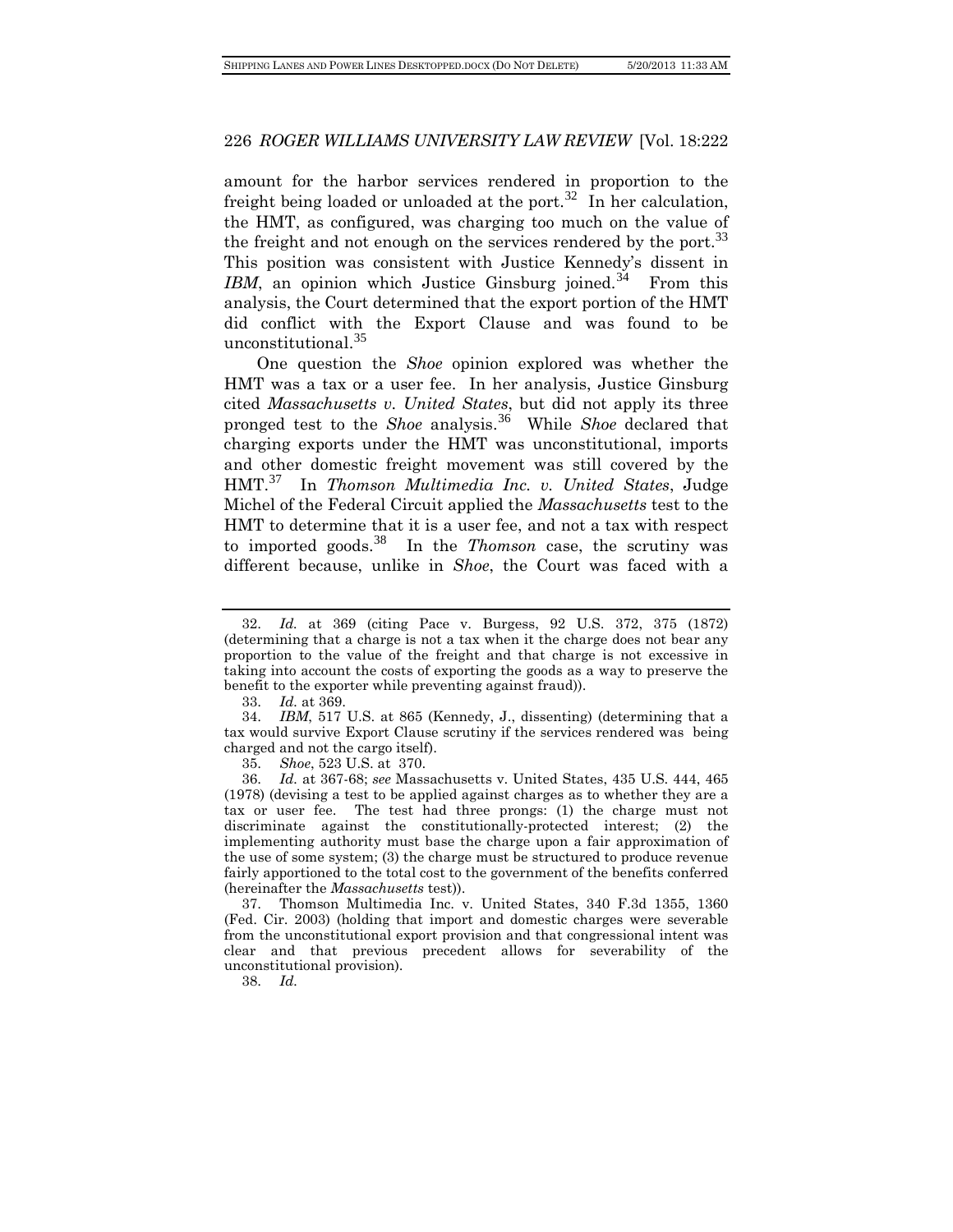amount for the harbor services rendered in proportion to the freight being loaded or unloaded at the port.[32] In her calculation, the HMT, as configured, was charging too much on the value of the freight and not enough on the services rendered by the port.[33] This position was consistent with Justice Kennedy's dissent in *IBM*, an opinion which Justice Ginsburg joined.[34] From this analysis, the Court determined that the export portion of the HMT did conflict with the Export Clause and was found to be unconstitutional.[35]

One question the *Shoe* opinion explored was whether the HMT was a tax or a user fee. In her analysis, Justice Ginsburg cited *Massachusetts v. United States*, but did not apply its three pronged test to the *Shoe* analysis.[36] While *Shoe* declared that charging exports under the HMT was unconstitutional, imports and other domestic freight movement was still covered by the HMT.[37] In *Thomson Multimedia Inc. v. United States*, Judge Michel of the Federal Circuit applied the *Massachusetts* test to the HMT to determine that it is a user fee, and not a tax with respect to imported goods.[38] In the *Thomson* case, the scrutiny was different because, unlike in *Shoe*, the Court was faced with a

---

32. *Id.* at 369 (citing Pace v. Burgess, 92 U.S. 372, 375 (1872) (determining that a charge is not a tax when it the charge does not bear any proportion to the value of the freight and that charge is not excessive in taking into account the costs of exporting the goods as a way to preserve the benefit to the exporter while preventing against fraud)).

33. *Id.* at 369.

34. *IBM*, 517 U.S. at 865 (Kennedy, J., dissenting) (determining that a tax would survive Export Clause scrutiny if the services rendered was being charged and not the cargo itself).

35. *Shoe*, 523 U.S. at 370.

36. *Id.* at 367-68; *see* Massachusetts v. United States, 435 U.S. 444, 465 (1978) (devising a test to be applied against charges as to whether they are a tax or user fee. The test had three prongs: (1) the charge must not discriminate against the constitutionally-protected interest; (2) the implementing authority must base the charge upon a fair approximation of the use of some system; (3) the charge must be structured to produce revenue fairly apportioned to the total cost to the government of the benefits conferred (hereinafter the *Massachusetts* test)).

37. Thomson Multimedia Inc. v. United States, 340 F.3d 1355, 1360 (Fed. Cir. 2003) (holding that import and domestic charges were severable from the unconstitutional export provision and that congressional intent was clear and that previous precedent allows for severability of the unconstitutional provision).

38. *Id.*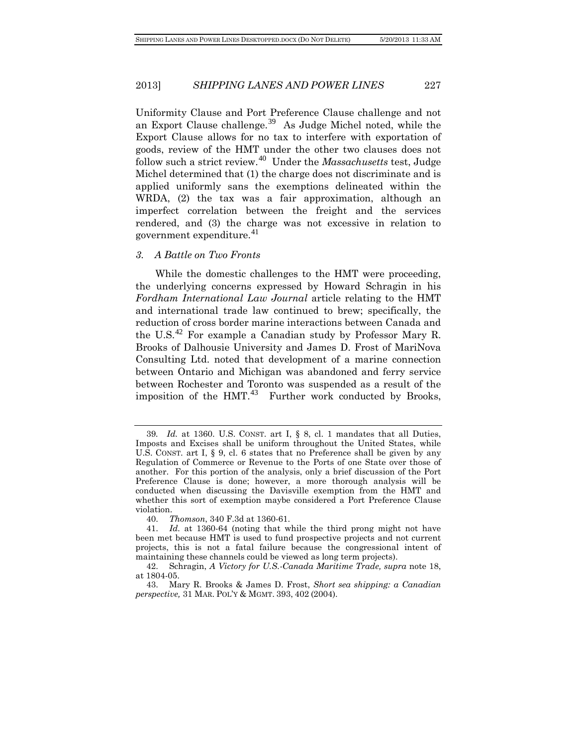Uniformity Clause and Port Preference Clause challenge and not an Export Clause challenge.[39] As Judge Michel noted, while the Export Clause allows for no tax to interfere with exportation of goods, review of the HMT under the other two clauses does not follow such a strict review.[40] Under the *Massachusetts* test, Judge Michel determined that (1) the charge does not discriminate and is applied uniformly sans the exemptions delineated within the WRDA, (2) the tax was a fair approximation, although an imperfect correlation between the freight and the services rendered, and (3) the charge was not excessive in relation to government expenditure.[41]

### *3. A Battle on Two Fronts*

While the domestic challenges to the HMT were proceeding, the underlying concerns expressed by Howard Schragin in his *Fordham International Law Journal* article relating to the HMT and international trade law continued to brew; specifically, the reduction of cross border marine interactions between Canada and the U.S.[42] For example a Canadian study by Professor Mary R. Brooks of Dalhousie University and James D. Frost of MariNova Consulting Ltd. noted that development of a marine connection between Ontario and Michigan was abandoned and ferry service between Rochester and Toronto was suspended as a result of the imposition of the HMT.[43] Further work conducted by Brooks,

---

39. *Id.* at 1360. U.S. CONST. art I, § 8, cl. 1 mandates that all Duties, Imposts and Excises shall be uniform throughout the United States, while U.S. CONST. art I, § 9, cl. 6 states that no Preference shall be given by any Regulation of Commerce or Revenue to the Ports of one State over those of another. For this portion of the analysis, only a brief discussion of the Port Preference Clause is done; however, a more thorough analysis will be conducted when discussing the Davisville exemption from the HMT and whether this sort of exemption maybe considered a Port Preference Clause violation.

40. *Thomson*, 340 F.3d at 1360-61.

41. *Id.* at 1360-64 (noting that while the third prong might not have been met because HMT is used to fund prospective projects and not current projects, this is not a fatal failure because the congressional intent of maintaining these channels could be viewed as long term projects).

42. Schragin, *A Victory for U.S.-Canada Maritime Trade, supra* note 18, at 1804-05.

43. Mary R. Brooks & James D. Frost, *Short sea shipping: a Canadian perspective,* 31 MAR. POL'Y & MGMT. 393, 402 (2004).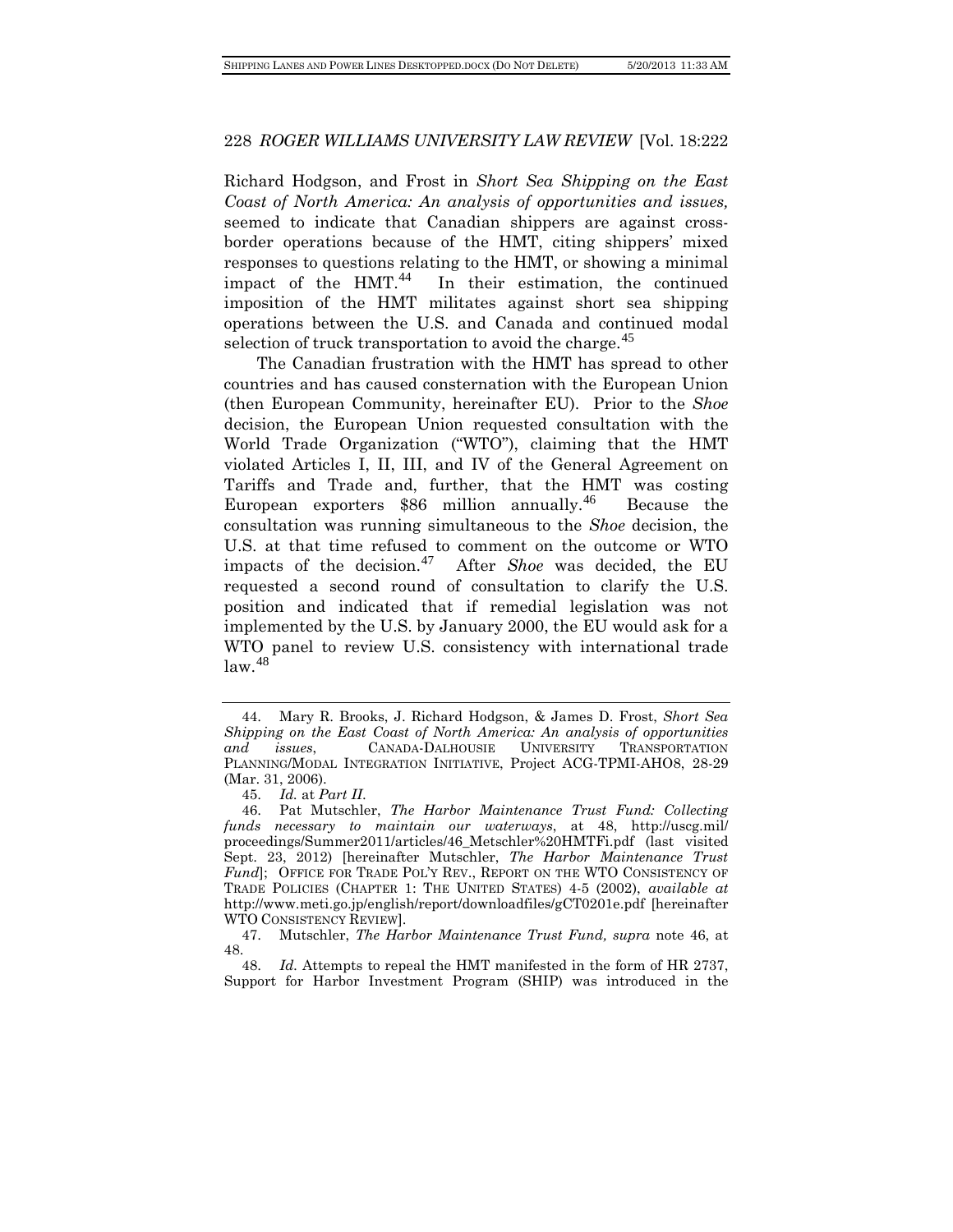Richard Hodgson, and Frost in *Short Sea Shipping on the East Coast of North America: An analysis of opportunities and issues,* seemed to indicate that Canadian shippers are against cross-border operations because of the HMT, citing shippers' mixed responses to questions relating to the HMT, or showing a minimal impact of the HMT.[44] In their estimation, the continued imposition of the HMT militates against short sea shipping operations between the U.S. and Canada and continued modal selection of truck transportation to avoid the charge.[45]

The Canadian frustration with the HMT has spread to other countries and has caused consternation with the European Union (then European Community, hereinafter EU). Prior to the *Shoe* decision, the European Union requested consultation with the World Trade Organization ("WTO"), claiming that the HMT violated Articles I, II, III, and IV of the General Agreement on Tariffs and Trade and, further, that the HMT was costing European exporters $86 million annually.[46] Because the consultation was running simultaneous to the *Shoe* decision, the U.S. at that time refused to comment on the outcome or WTO impacts of the decision.[47] After *Shoe* was decided, the EU requested a second round of consultation to clarify the U.S. position and indicated that if remedial legislation was not implemented by the U.S. by January 2000, the EU would ask for a WTO panel to review U.S. consistency with international trade law.[48]

---

44. Mary R. Brooks, J. Richard Hodgson, & James D. Frost, *Short Sea Shipping on the East Coast of North America: An analysis of opportunities and issues*, CANADA-DALHOUSIE UNIVERSITY TRANSPORTATION PLANNING/MODAL INTEGRATION INITIATIVE, Project ACG-TPMI-AHO8, 28-29 (Mar. 31, 2006).

45. *Id.* at *Part II.*

46. Pat Mutschler, *The Harbor Maintenance Trust Fund: Collecting funds necessary to maintain our waterways*, at 48, http://uscg.mil/proceedings/Summer2011/articles/46_Metschler%20HMTFi.pdf (last visited Sept. 23, 2012) [hereinafter Mutschler, *The Harbor Maintenance Trust Fund*]; OFFICE FOR TRADE POL'Y REV., REPORT ON THE WTO CONSISTENCY OF TRADE POLICIES (CHAPTER 1: THE UNITED STATES) 4-5 (2002), *available at* http://www.meti.go.jp/english/report/downloadfiles/gCT0201e.pdf [hereinafter WTO CONSISTENCY REVIEW].

47. Mutschler, *The Harbor Maintenance Trust Fund, supra* note 46, at 48.

48. *Id.* Attempts to repeal the HMT manifested in the form of HR 2737, Support for Harbor Investment Program (SHIP) was introduced in the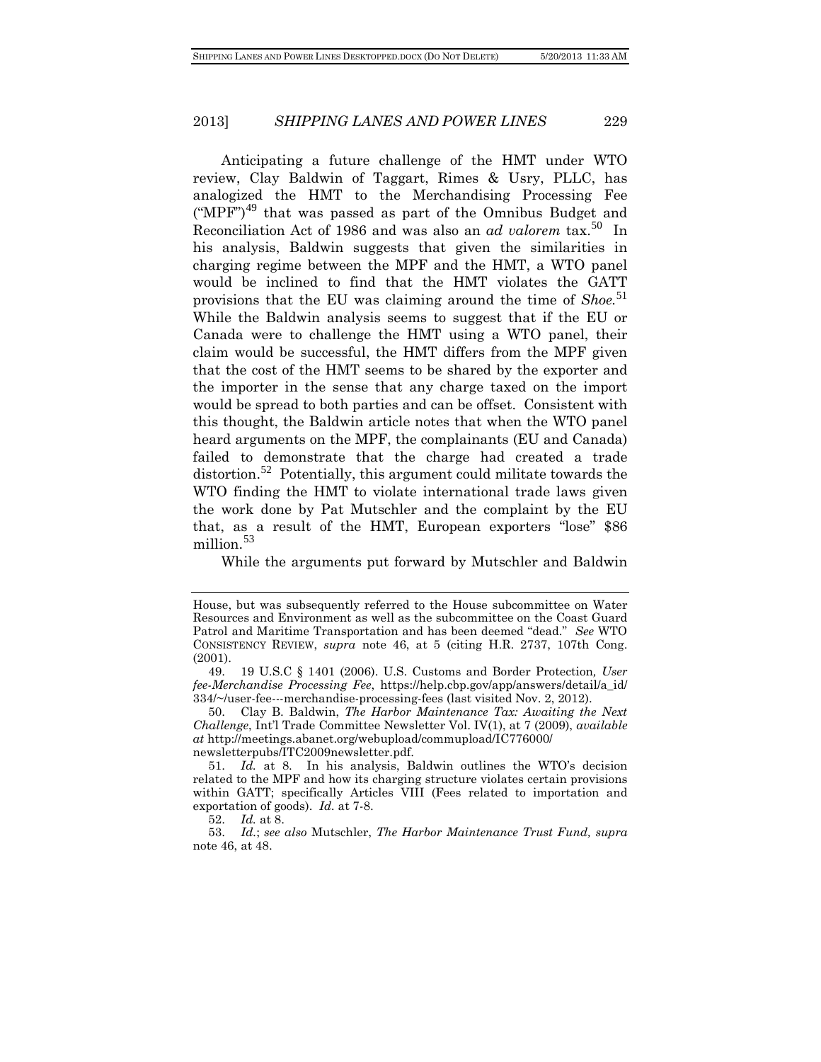Anticipating a future challenge of the HMT under WTO review, Clay Baldwin of Taggart, Rimes & Usry, PLLC, has analogized the HMT to the Merchandising Processing Fee ("MPF")[49] that was passed as part of the Omnibus Budget and Reconciliation Act of 1986 and was also an *ad valorem* tax.[50] In his analysis, Baldwin suggests that given the similarities in charging regime between the MPF and the HMT, a WTO panel would be inclined to find that the HMT violates the GATT provisions that the EU was claiming around the time of *Shoe*.[51] While the Baldwin analysis seems to suggest that if the EU or Canada were to challenge the HMT using a WTO panel, their claim would be successful, the HMT differs from the MPF given that the cost of the HMT seems to be shared by the exporter and the importer in the sense that any charge taxed on the import would be spread to both parties and can be offset. Consistent with this thought, the Baldwin article notes that when the WTO panel heard arguments on the MPF, the complainants (EU and Canada) failed to demonstrate that the charge had created a trade distortion.[52] Potentially, this argument could militate towards the WTO finding the HMT to violate international trade laws given the work done by Pat Mutschler and the complaint by the EU that, as a result of the HMT, European exporters "lose" $86 million.[53]

While the arguments put forward by Mutschler and Baldwin

---

House, but was subsequently referred to the House subcommittee on Water Resources and Environment as well as the subcommittee on the Coast Guard Patrol and Maritime Transportation and has been deemed "dead." *See* WTO CONSISTENCY REVIEW, *supra* note 46, at 5 (citing H.R. 2737, 107th Cong. (2001).

49. 19 U.S.C § 1401 (2006). U.S. Customs and Border Protection, *User fee-Merchandise Processing Fee*, https://help.cbp.gov/app/answers/detail/a_id/334/~/user-fee---merchandise-processing-fees (last visited Nov. 2, 2012).

50. Clay B. Baldwin, *The Harbor Maintenance Tax: Awaiting the Next Challenge*, Int'l Trade Committee Newsletter Vol. IV(1), at 7 (2009), *available at* http://meetings.abanet.org/webupload/commupload/IC776000/newsletterpubs/ITC2009newsletter.pdf.

51. *Id.* at 8. In his analysis, Baldwin outlines the WTO's decision related to the MPF and how its charging structure violates certain provisions within GATT; specifically Articles VIII (Fees related to importation and exportation of goods). *Id.* at 7-8.

52. *Id.* at 8.

53. *Id.*; *see also* Mutschler, *The Harbor Maintenance Trust Fund, supra* note 46, at 48.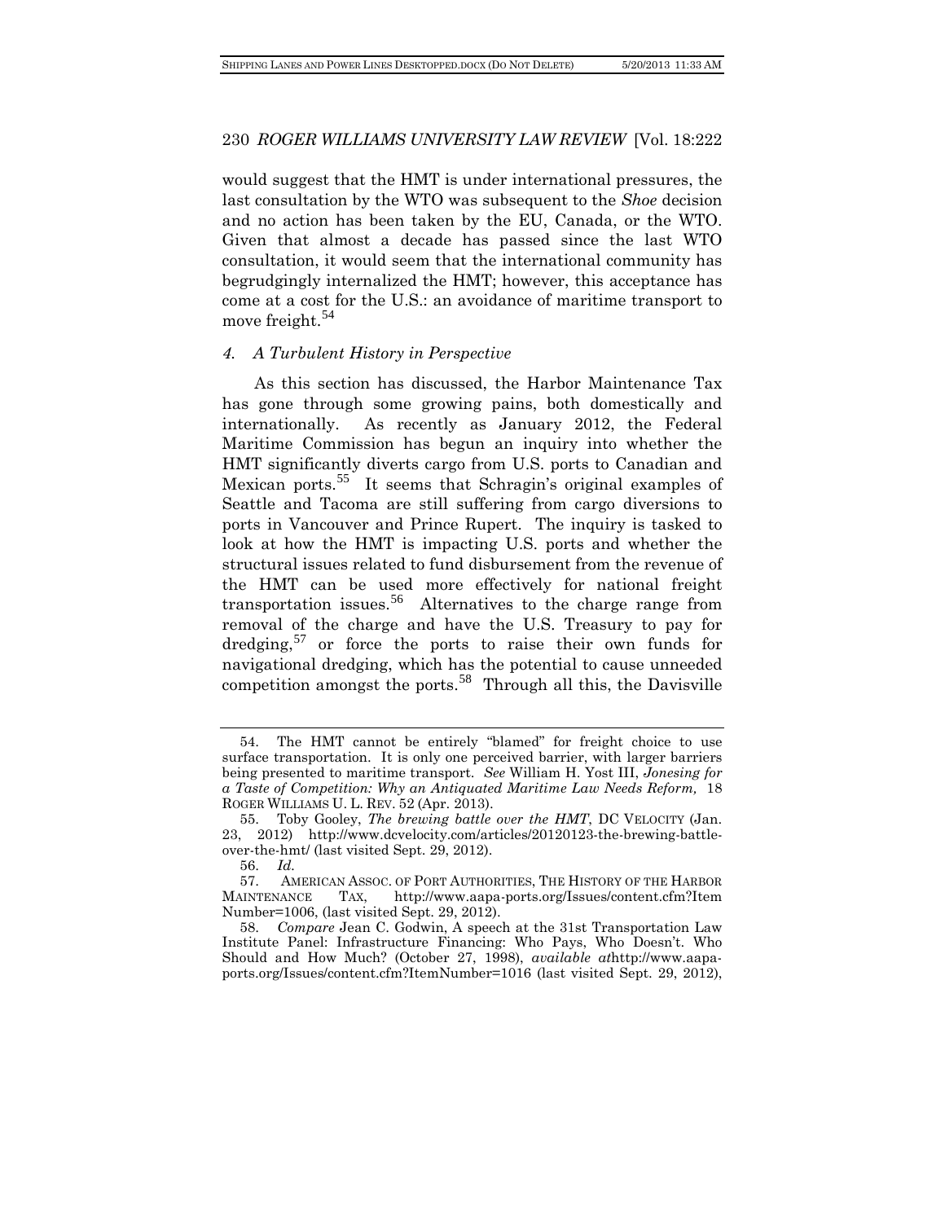would suggest that the HMT is under international pressures, the last consultation by the WTO was subsequent to the *Shoe* decision and no action has been taken by the EU, Canada, or the WTO. Given that almost a decade has passed since the last WTO consultation, it would seem that the international community has begrudgingly internalized the HMT; however, this acceptance has come at a cost for the U.S.: an avoidance of maritime transport to move freight.[54]

#### *4. A Turbulent History in Perspective*

As this section has discussed, the Harbor Maintenance Tax has gone through some growing pains, both domestically and internationally. As recently as January 2012, the Federal Maritime Commission has begun an inquiry into whether the HMT significantly diverts cargo from U.S. ports to Canadian and Mexican ports.[55] It seems that Schragin's original examples of Seattle and Tacoma are still suffering from cargo diversions to ports in Vancouver and Prince Rupert. The inquiry is tasked to look at how the HMT is impacting U.S. ports and whether the structural issues related to fund disbursement from the revenue of the HMT can be used more effectively for national freight transportation issues.[56] Alternatives to the charge range from removal of the charge and have the U.S. Treasury to pay for dredging,[57] or force the ports to raise their own funds for navigational dredging, which has the potential to cause unneeded competition amongst the ports.[58] Through all this, the Davisville

---

54. The HMT cannot be entirely "blamed" for freight choice to use surface transportation. It is only one perceived barrier, with larger barriers being presented to maritime transport. *See* William H. Yost III, *Jonesing for a Taste of Competition: Why an Antiquated Maritime Law Needs Reform,* 18 ROGER WILLIAMS U. L. REV. 52 (Apr. 2013).

55. Toby Gooley, *The brewing battle over the HMT*, DC VELOCITY (Jan. 23, 2012) http://www.dcvelocity.com/articles/20120123-the-brewing-battle-over-the-hmt/ (last visited Sept. 29, 2012).

56. *Id.*

57. AMERICAN ASSOC. OF PORT AUTHORITIES, THE HISTORY OF THE HARBOR MAINTENANCE TAX, http://www.aapa-ports.org/Issues/content.cfm?ItemNumber=1006, (last visited Sept. 29, 2012).

58. *Compare* Jean C. Godwin, A speech at the 31st Transportation Law Institute Panel: Infrastructure Financing: Who Pays, Who Doesn't. Who Should and How Much? (October 27, 1998), *available at*http://www.aapa-ports.org/Issues/content.cfm?ItemNumber=1016 (last visited Sept. 29, 2012),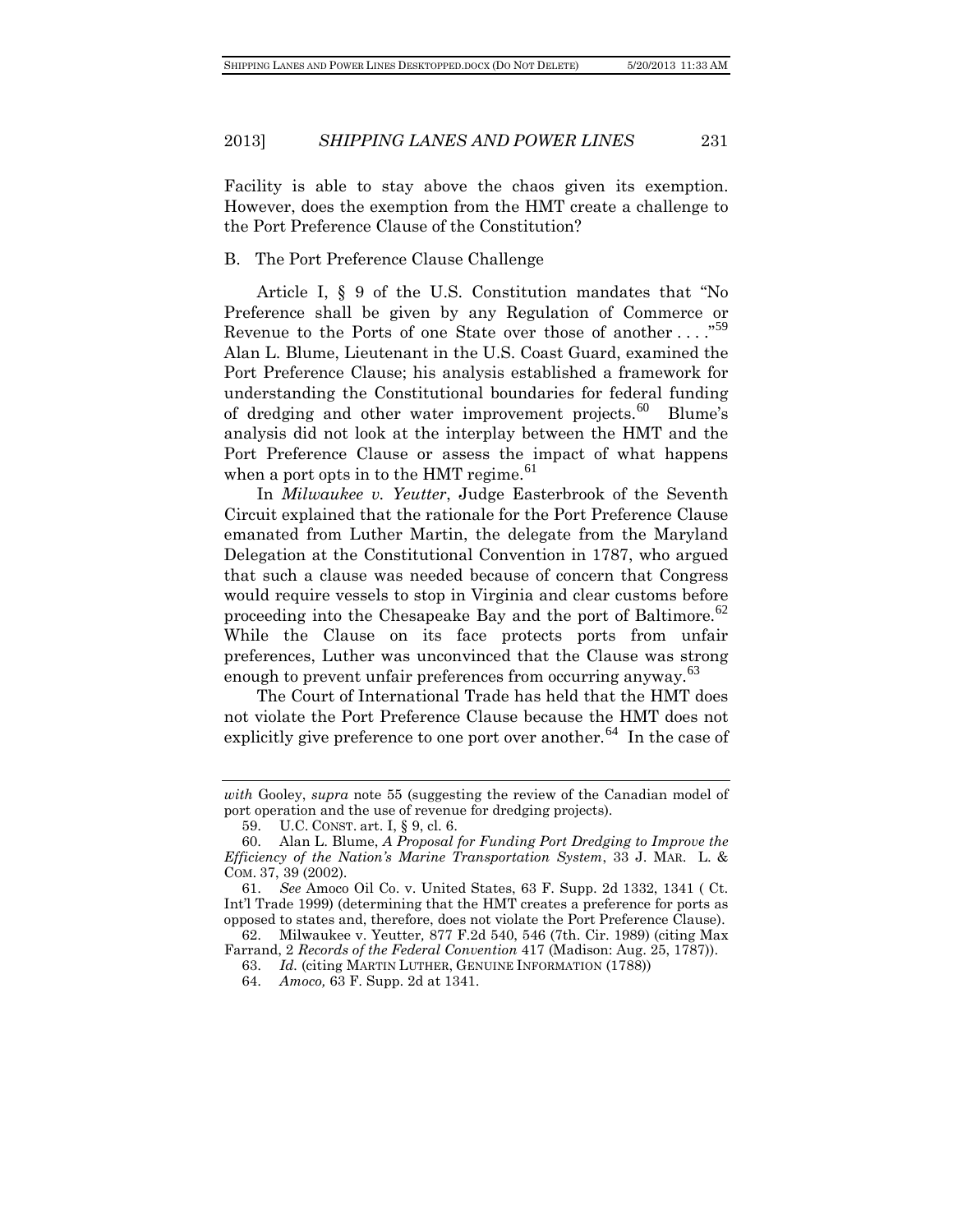Facility is able to stay above the chaos given its exemption. However, does the exemption from the HMT create a challenge to the Port Preference Clause of the Constitution?

B. The Port Preference Clause Challenge

Article I, § 9 of the U.S. Constitution mandates that "No Preference shall be given by any Regulation of Commerce or Revenue to the Ports of one State over those of another . . . ."[59] Alan L. Blume, Lieutenant in the U.S. Coast Guard, examined the Port Preference Clause; his analysis established a framework for understanding the Constitutional boundaries for federal funding of dredging and other water improvement projects.[60] Blume's analysis did not look at the interplay between the HMT and the Port Preference Clause or assess the impact of what happens when a port opts in to the HMT regime.[61]

In *Milwaukee v. Yeutter*, Judge Easterbrook of the Seventh Circuit explained that the rationale for the Port Preference Clause emanated from Luther Martin, the delegate from the Maryland Delegation at the Constitutional Convention in 1787, who argued that such a clause was needed because of concern that Congress would require vessels to stop in Virginia and clear customs before proceeding into the Chesapeake Bay and the port of Baltimore.[62] While the Clause on its face protects ports from unfair preferences, Luther was unconvinced that the Clause was strong enough to prevent unfair preferences from occurring anyway.[63]

The Court of International Trade has held that the HMT does not violate the Port Preference Clause because the HMT does not explicitly give preference to one port over another.[64] In the case of

---

*with* Gooley, *supra* note 55 (suggesting the review of the Canadian model of port operation and the use of revenue for dredging projects).

59. U.C. CONST. art. I, § 9, cl. 6.

60. Alan L. Blume, *A Proposal for Funding Port Dredging to Improve the Efficiency of the Nation's Marine Transportation System*, 33 J. MAR. L. & COM. 37, 39 (2002).

61. *See* Amoco Oil Co. v. United States, 63 F. Supp. 2d 1332, 1341 ( Ct. Int'l Trade 1999) (determining that the HMT creates a preference for ports as opposed to states and, therefore, does not violate the Port Preference Clause).

62. Milwaukee v. Yeutter*,* 877 F.2d 540, 546 (7th. Cir. 1989) (citing Max Farrand, 2 *Records of the Federal Convention* 417 (Madison: Aug. 25, 1787)).

63. *Id.* (citing MARTIN LUTHER, GENUINE INFORMATION (1788))

64. *Amoco,* 63 F. Supp. 2d at 1341.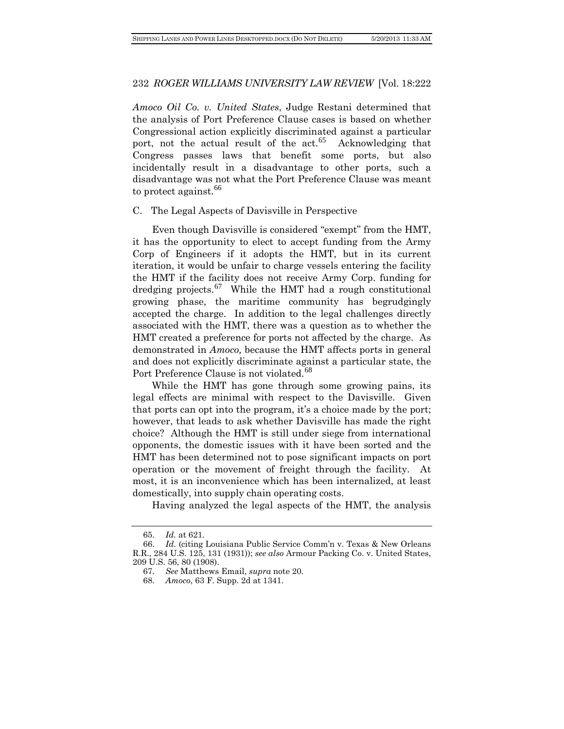*Amoco Oil Co. v. United States*, Judge Restani determined that the analysis of Port Preference Clause cases is based on whether Congressional action explicitly discriminated against a particular port, not the actual result of the act.[65] Acknowledging that Congress passes laws that benefit some ports, but also incidentally result in a disadvantage to other ports, such a disadvantage was not what the Port Preference Clause was meant to protect against.[66]

### C. The Legal Aspects of Davisville in Perspective

Even though Davisville is considered "exempt" from the HMT, it has the opportunity to elect to accept funding from the Army Corp of Engineers if it adopts the HMT, but in its current iteration, it would be unfair to charge vessels entering the facility the HMT if the facility does not receive Army Corp. funding for dredging projects.[67] While the HMT had a rough constitutional growing phase, the maritime community has begrudgingly accepted the charge. In addition to the legal challenges directly associated with the HMT, there was a question as to whether the HMT created a preference for ports not affected by the charge. As demonstrated in *Amoco,* because the HMT affects ports in general and does not explicitly discriminate against a particular state, the Port Preference Clause is not violated.[68]

While the HMT has gone through some growing pains, its legal effects are minimal with respect to the Davisville. Given that ports can opt into the program, it's a choice made by the port; however, that leads to ask whether Davisville has made the right choice? Although the HMT is still under siege from international opponents, the domestic issues with it have been sorted and the HMT has been determined not to pose significant impacts on port operation or the movement of freight through the facility. At most, it is an inconvenience which has been internalized, at least domestically, into supply chain operating costs.

Having analyzed the legal aspects of the HMT, the analysis

---

65. *Id.* at 621.

66. *Id.* (citing Louisiana Public Service Comm'n v. Texas & New Orleans R.R., 284 U.S. 125, 131 (1931)); *see also* Armour Packing Co. v. United States, 209 U.S. 56, 80 (1908).

67. *See* Matthews Email, *supra* note 20.

68. *Amoco*, 63 F. Supp. 2d at 1341.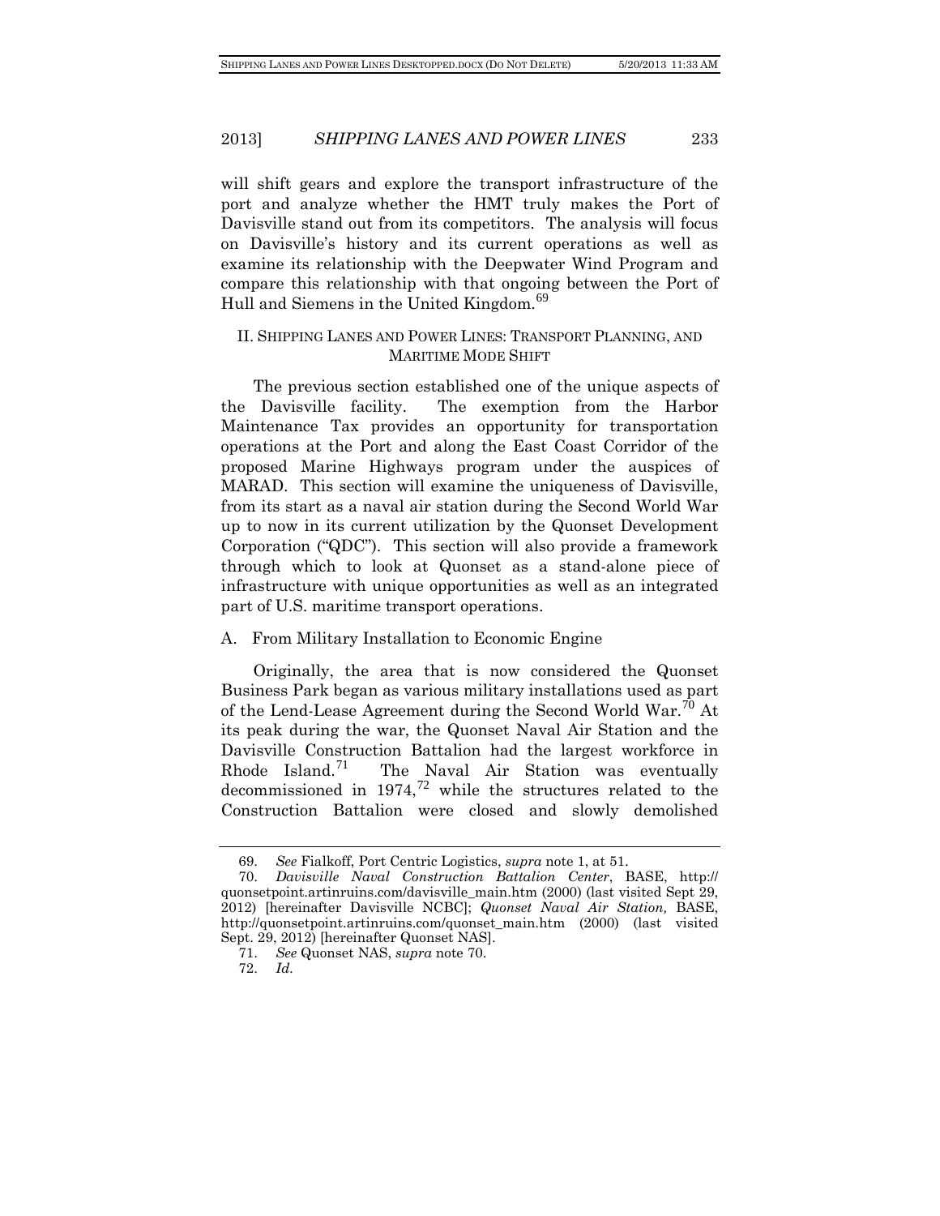will shift gears and explore the transport infrastructure of the port and analyze whether the HMT truly makes the Port of Davisville stand out from its competitors. The analysis will focus on Davisville's history and its current operations as well as examine its relationship with the Deepwater Wind Program and compare this relationship with that ongoing between the Port of Hull and Siemens in the United Kingdom.[69]

## II. SHIPPING LANES AND POWER LINES: TRANSPORT PLANNING, AND MARITIME MODE SHIFT

The previous section established one of the unique aspects of the Davisville facility. The exemption from the Harbor Maintenance Tax provides an opportunity for transportation operations at the Port and along the East Coast Corridor of the proposed Marine Highways program under the auspices of MARAD. This section will examine the uniqueness of Davisville, from its start as a naval air station during the Second World War up to now in its current utilization by the Quonset Development Corporation ("QDC"). This section will also provide a framework through which to look at Quonset as a stand-alone piece of infrastructure with unique opportunities as well as an integrated part of U.S. maritime transport operations.

### A. From Military Installation to Economic Engine

Originally, the area that is now considered the Quonset Business Park began as various military installations used as part of the Lend-Lease Agreement during the Second World War.[70] At its peak during the war, the Quonset Naval Air Station and the Davisville Construction Battalion had the largest workforce in Rhode Island.[71] The Naval Air Station was eventually decommissioned in 1974,[72] while the structures related to the Construction Battalion were closed and slowly demolished

---

69. *See* Fialkoff, Port Centric Logistics, *supra* note 1, at 51.

70. *Davisville Naval Construction Battalion Center*, BASE, http://quonsetpoint.artinruins.com/davisville_main.htm (2000) (last visited Sept 29, 2012) [hereinafter Davisville NCBC]; *Quonset Naval Air Station,* BASE, http://quonsetpoint.artinruins.com/quonset_main.htm (2000) (last visited Sept. 29, 2012) [hereinafter Quonset NAS].

71. *See* Quonset NAS, *supra* note 70.

72. *Id.*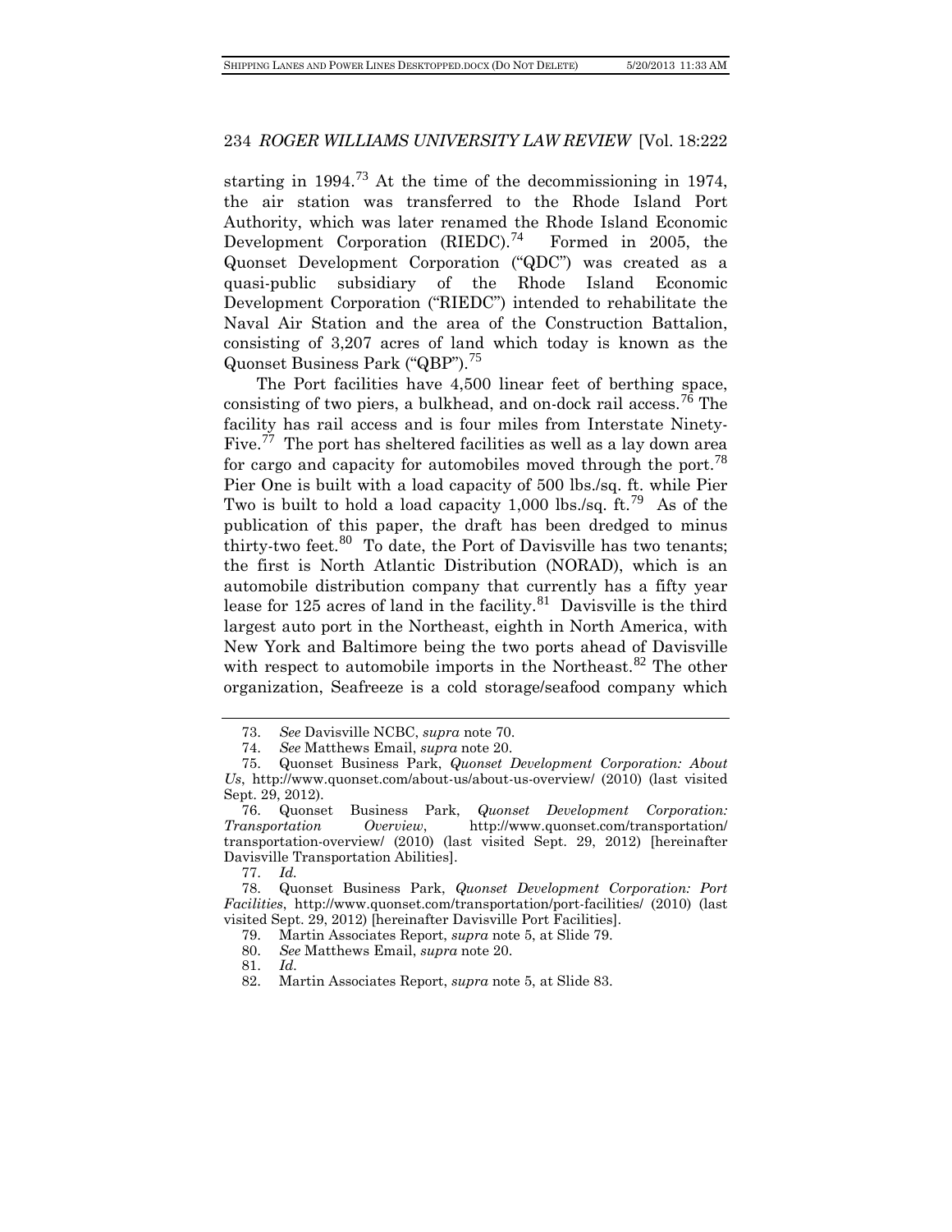starting in 1994.[73] At the time of the decommissioning in 1974, the air station was transferred to the Rhode Island Port Authority, which was later renamed the Rhode Island Economic Development Corporation (RIEDC).[74] Formed in 2005, the Quonset Development Corporation ("QDC") was created as a quasi-public subsidiary of the Rhode Island Economic Development Corporation ("RIEDC") intended to rehabilitate the Naval Air Station and the area of the Construction Battalion, consisting of 3,207 acres of land which today is known as the Quonset Business Park ("QBP").[75]

The Port facilities have 4,500 linear feet of berthing space, consisting of two piers, a bulkhead, and on-dock rail access.[76] The facility has rail access and is four miles from Interstate Ninety-Five.[77] The port has sheltered facilities as well as a lay down area for cargo and capacity for automobiles moved through the port.[78] Pier One is built with a load capacity of 500 lbs./sq. ft. while Pier Two is built to hold a load capacity 1,000 lbs./sq. ft.[79] As of the publication of this paper, the draft has been dredged to minus thirty-two feet.[80] To date, the Port of Davisville has two tenants; the first is North Atlantic Distribution (NORAD), which is an automobile distribution company that currently has a fifty year lease for 125 acres of land in the facility.[81] Davisville is the third largest auto port in the Northeast, eighth in North America, with New York and Baltimore being the two ports ahead of Davisville with respect to automobile imports in the Northeast.[82] The other organization, Seafreeze is a cold storage/seafood company which

---

73. *See* Davisville NCBC, *supra* note 70.

74. *See* Matthews Email, *supra* note 20.

75. Quonset Business Park, *Quonset Development Corporation: About Us*, http://www.quonset.com/about-us/about-us-overview/ (2010) (last visited Sept. 29, 2012).

76. Quonset Business Park, *Quonset Development Corporation: Transportation Overview*, http://www.quonset.com/transportation/transportation-overview/ (2010) (last visited Sept. 29, 2012) [hereinafter Davisville Transportation Abilities].

77. *Id.*

78. Quonset Business Park, *Quonset Development Corporation: Port Facilities*, http://www.quonset.com/transportation/port-facilities/ (2010) (last visited Sept. 29, 2012) [hereinafter Davisville Port Facilities].

79. Martin Associates Report, *supra* note 5, at Slide 79.

80. *See* Matthews Email, *supra* note 20.

81. *Id.*

82. Martin Associates Report, *supra* note 5, at Slide 83.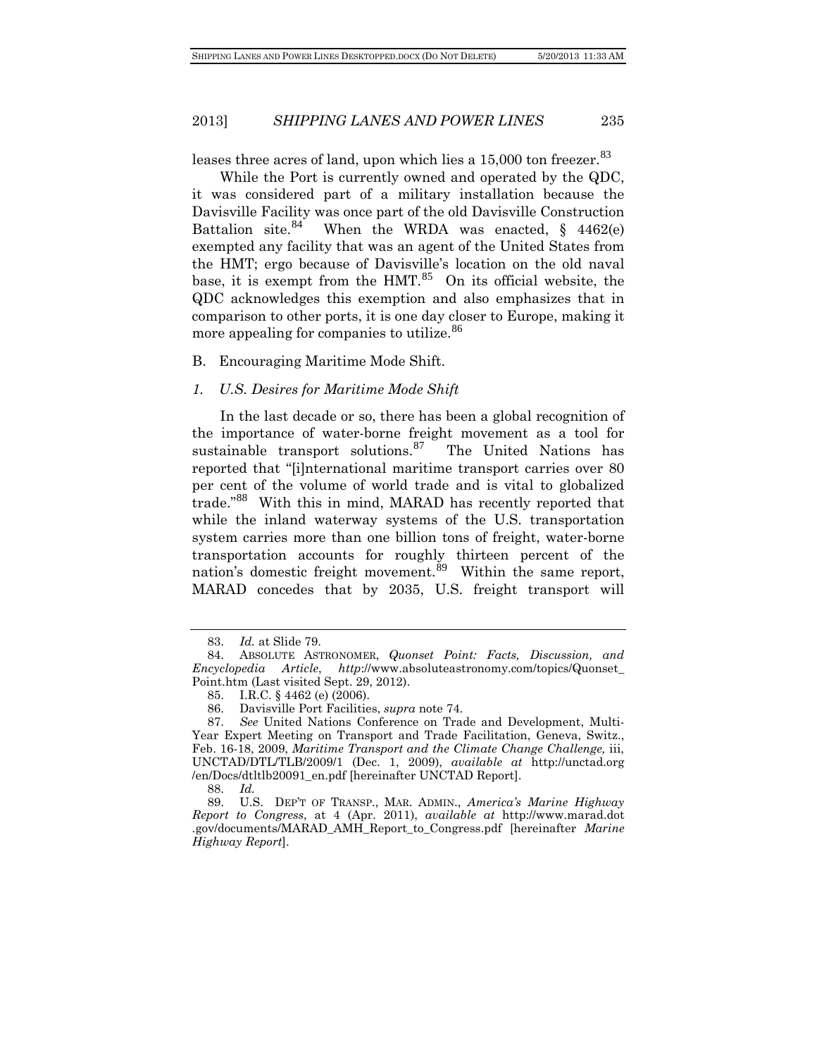leases three acres of land, upon which lies a 15,000 ton freezer.[83]

While the Port is currently owned and operated by the QDC, it was considered part of a military installation because the Davisville Facility was once part of the old Davisville Construction Battalion site.[84] When the WRDA was enacted, § 4462(e) exempted any facility that was an agent of the United States from the HMT; ergo because of Davisville's location on the old naval base, it is exempt from the HMT.[85] On its official website, the QDC acknowledges this exemption and also emphasizes that in comparison to other ports, it is one day closer to Europe, making it more appealing for companies to utilize.[86]

B. Encouraging Maritime Mode Shift.

*1. U.S. Desires for Maritime Mode Shift*

In the last decade or so, there has been a global recognition of the importance of water-borne freight movement as a tool for sustainable transport solutions.[87] The United Nations has reported that "[i]nternational maritime transport carries over 80 per cent of the volume of world trade and is vital to globalized trade."[88] With this in mind, MARAD has recently reported that while the inland waterway systems of the U.S. transportation system carries more than one billion tons of freight, water-borne transportation accounts for roughly thirteen percent of the nation's domestic freight movement.[89] Within the same report, MARAD concedes that by 2035, U.S. freight transport will

---

83. *Id.* at Slide 79.

84. ABSOLUTE ASTRONOMER, *Quonset Point: Facts, Discussion, and Encyclopedia Article*, *http*://www.absoluteastronomy.com/topics/Quonset_Point.htm (Last visited Sept. 29, 2012).

85. I.R.C. § 4462 (e) (2006).

86. Davisville Port Facilities, *supra* note 74.

87. *See* United Nations Conference on Trade and Development, Multi-Year Expert Meeting on Transport and Trade Facilitation, Geneva, Switz., Feb. 16-18, 2009, *Maritime Transport and the Climate Change Challenge,* iii, UNCTAD/DTL/TLB/2009/1 (Dec. 1, 2009), *available at* http://unctad.org/en/Docs/dtltlb20091_en.pdf [hereinafter UNCTAD Report].

88. *Id.*

89. U.S. DEP'T OF TRANSP., MAR. ADMIN., *America's Marine Highway Report to Congress*, at 4 (Apr. 2011), *available at* http://www.marad.dot.gov/documents/MARAD_AMH_Report_to_Congress.pdf [hereinafter *Marine Highway Report*].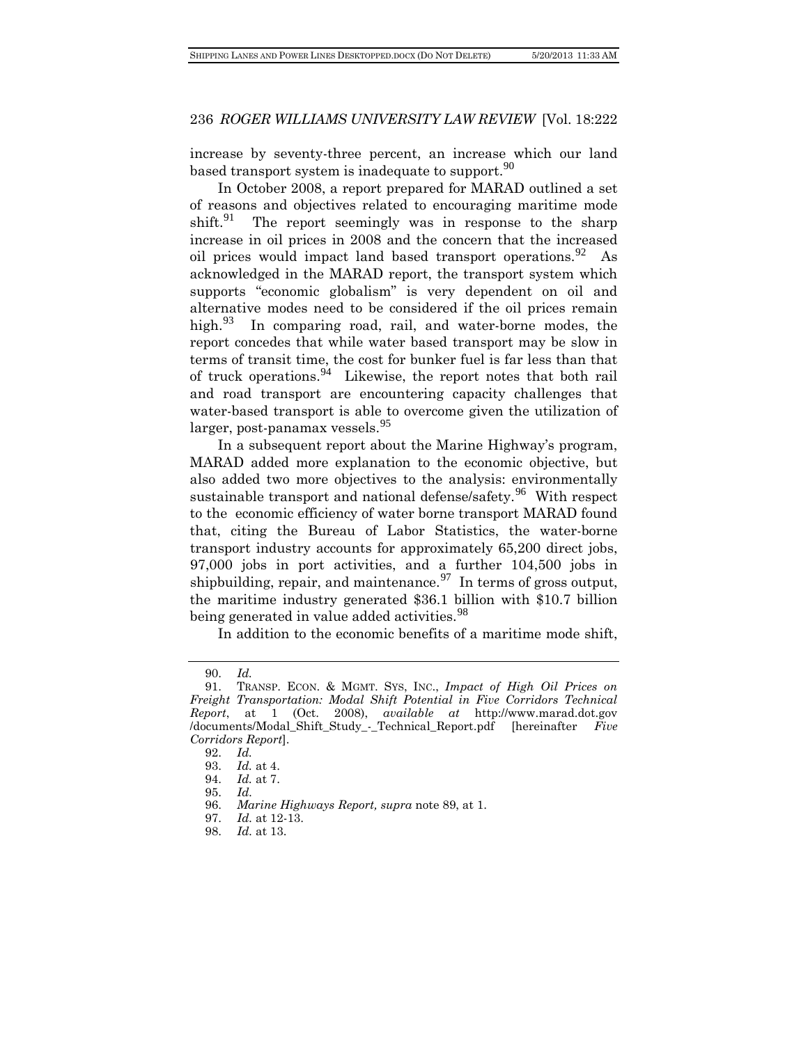increase by seventy-three percent, an increase which our land based transport system is inadequate to support.[90]

In October 2008, a report prepared for MARAD outlined a set of reasons and objectives related to encouraging maritime mode shift.[91] The report seemingly was in response to the sharp increase in oil prices in 2008 and the concern that the increased oil prices would impact land based transport operations.[92] As acknowledged in the MARAD report, the transport system which supports "economic globalism" is very dependent on oil and alternative modes need to be considered if the oil prices remain high.[93] In comparing road, rail, and water-borne modes, the report concedes that while water based transport may be slow in terms of transit time, the cost for bunker fuel is far less than that of truck operations.[94] Likewise, the report notes that both rail and road transport are encountering capacity challenges that water-based transport is able to overcome given the utilization of larger, post-panamax vessels.[95]

In a subsequent report about the Marine Highway's program, MARAD added more explanation to the economic objective, but also added two more objectives to the analysis: environmentally sustainable transport and national defense/safety.[96] With respect to the economic efficiency of water borne transport MARAD found that, citing the Bureau of Labor Statistics, the water-borne transport industry accounts for approximately 65,200 direct jobs, 97,000 jobs in port activities, and a further 104,500 jobs in shipbuilding, repair, and maintenance.[97] In terms of gross output, the maritime industry generated $36.1 billion with $10.7 billion being generated in value added activities.[98]

In addition to the economic benefits of a maritime mode shift,

---

90. *Id.*

91. TRANSP. ECON. & MGMT. SYS, INC., *Impact of High Oil Prices on Freight Transportation: Modal Shift Potential in Five Corridors Technical Report*, at 1 (Oct. 2008), *available at* http://www.marad.dot.gov/documents/Modal_Shift_Study_-_Technical_Report.pdf [hereinafter *Five Corridors Report*].

92. *Id.*

93. *Id.* at 4.

94. *Id.* at 7.

95. *Id.*

96. *Marine Highways Report, supra* note 89, at 1.

97. *Id.* at 12-13.

98. *Id.* at 13.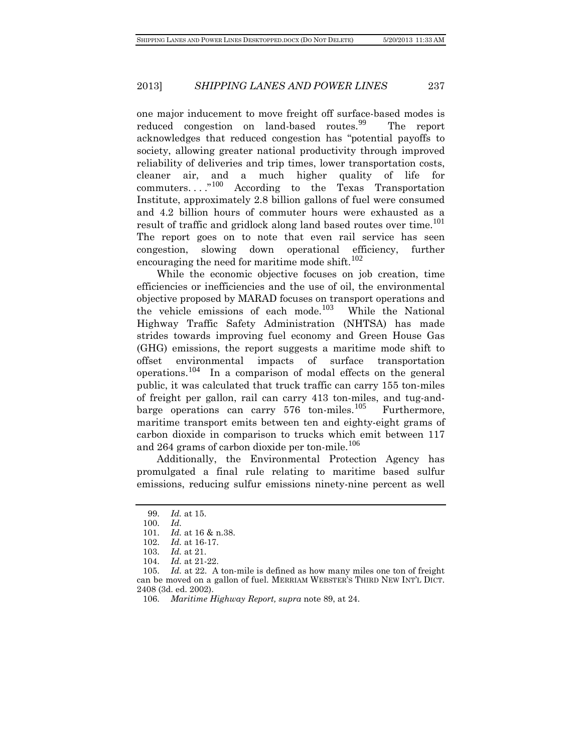one major inducement to move freight off surface-based modes is reduced congestion on land-based routes.[99] The report acknowledges that reduced congestion has "potential payoffs to society, allowing greater national productivity through improved reliability of deliveries and trip times, lower transportation costs, cleaner air, and a much higher quality of life for commuters. . . ."[100] According to the Texas Transportation Institute, approximately 2.8 billion gallons of fuel were consumed and 4.2 billion hours of commuter hours were exhausted as a result of traffic and gridlock along land based routes over time.[101] The report goes on to note that even rail service has seen congestion, slowing down operational efficiency, further encouraging the need for maritime mode shift.[102]

While the economic objective focuses on job creation, time efficiencies or inefficiencies and the use of oil, the environmental objective proposed by MARAD focuses on transport operations and the vehicle emissions of each mode.[103] While the National Highway Traffic Safety Administration (NHTSA) has made strides towards improving fuel economy and Green House Gas (GHG) emissions, the report suggests a maritime mode shift to offset environmental impacts of surface transportation operations.[104] In a comparison of modal effects on the general public, it was calculated that truck traffic can carry 155 ton-miles of freight per gallon, rail can carry 413 ton-miles, and tug-and-barge operations can carry 576 ton-miles.[105] Furthermore, maritime transport emits between ten and eighty-eight grams of carbon dioxide in comparison to trucks which emit between 117 and 264 grams of carbon dioxide per ton-mile.[106]

Additionally, the Environmental Protection Agency has promulgated a final rule relating to maritime based sulfur emissions, reducing sulfur emissions ninety-nine percent as well

---

99. *Id.* at 15.

100. *Id.*

101. *Id.* at 16 & n.38.

102. *Id.* at 16-17.

103. *Id.* at 21.

104. *Id.* at 21-22.

105. *Id.* at 22. A ton-mile is defined as how many miles one ton of freight can be moved on a gallon of fuel. MERRIAM WEBSTER'S THIRD NEW INT'L DICT. 2408 (3d. ed. 2002).

106. *Maritime Highway Report, supra* note 89, at 24.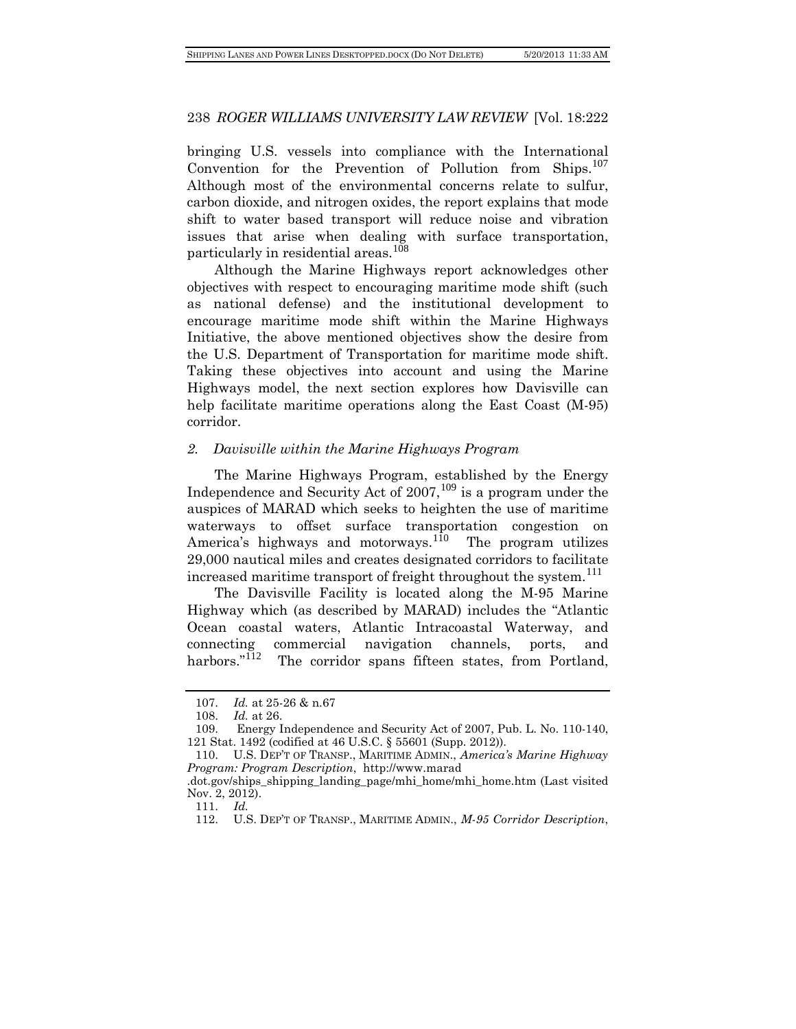bringing U.S. vessels into compliance with the International Convention for the Prevention of Pollution from Ships.[107] Although most of the environmental concerns relate to sulfur, carbon dioxide, and nitrogen oxides, the report explains that mode shift to water based transport will reduce noise and vibration issues that arise when dealing with surface transportation, particularly in residential areas.[108]

Although the Marine Highways report acknowledges other objectives with respect to encouraging maritime mode shift (such as national defense) and the institutional development to encourage maritime mode shift within the Marine Highways Initiative, the above mentioned objectives show the desire from the U.S. Department of Transportation for maritime mode shift. Taking these objectives into account and using the Marine Highways model, the next section explores how Davisville can help facilitate maritime operations along the East Coast (M-95) corridor.

### *2. Davisville within the Marine Highways Program*

The Marine Highways Program, established by the Energy Independence and Security Act of 2007,[109] is a program under the auspices of MARAD which seeks to heighten the use of maritime waterways to offset surface transportation congestion on America's highways and motorways.[110] The program utilizes 29,000 nautical miles and creates designated corridors to facilitate increased maritime transport of freight throughout the system.[111]

The Davisville Facility is located along the M-95 Marine Highway which (as described by MARAD) includes the "Atlantic Ocean coastal waters, Atlantic Intracoastal Waterway, and connecting commercial navigation channels, ports, and harbors."[112] The corridor spans fifteen states, from Portland,

---

107. *Id.* at 25-26 & n.67

108. *Id.* at 26.

109. Energy Independence and Security Act of 2007, Pub. L. No. 110-140, 121 Stat. 1492 (codified at 46 U.S.C. § 55601 (Supp. 2012)).

110. U.S. DEP'T OF TRANSP., MARITIME ADMIN., *America's Marine Highway Program: Program Description*, http://www.marad.dot.gov/ships_shipping_landing_page/mhi_home/mhi_home.htm (Last visited Nov. 2, 2012).

111. *Id.*

112. U.S. DEP'T OF TRANSP., MARITIME ADMIN., *M-95 Corridor Description*,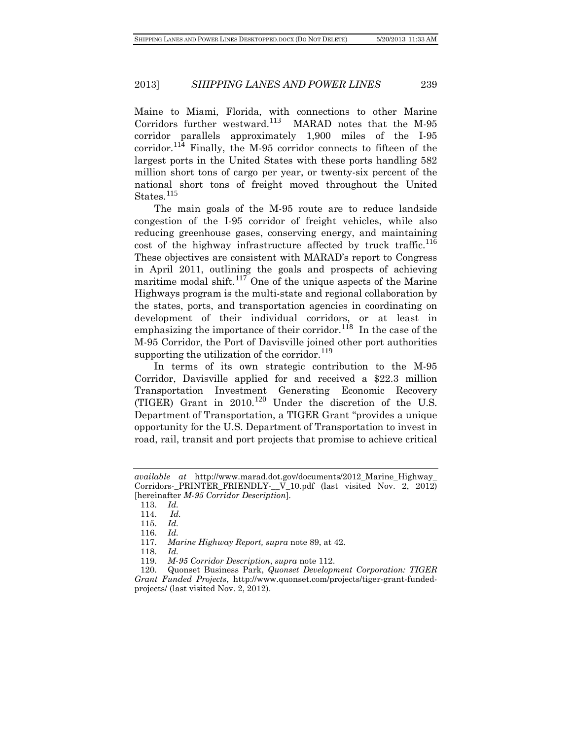Maine to Miami, Florida, with connections to other Marine Corridors further westward.[113] MARAD notes that the M-95 corridor parallels approximately 1,900 miles of the I-95 corridor.[114] Finally, the M-95 corridor connects to fifteen of the largest ports in the United States with these ports handling 582 million short tons of cargo per year, or twenty-six percent of the national short tons of freight moved throughout the United States.[115]

The main goals of the M-95 route are to reduce landside congestion of the I-95 corridor of freight vehicles, while also reducing greenhouse gases, conserving energy, and maintaining cost of the highway infrastructure affected by truck traffic.[116] These objectives are consistent with MARAD's report to Congress in April 2011, outlining the goals and prospects of achieving maritime modal shift.[117] One of the unique aspects of the Marine Highways program is the multi-state and regional collaboration by the states, ports, and transportation agencies in coordinating on development of their individual corridors, or at least in emphasizing the importance of their corridor.[118] In the case of the M-95 Corridor, the Port of Davisville joined other port authorities supporting the utilization of the corridor.[119]

In terms of its own strategic contribution to the M-95 Corridor, Davisville applied for and received a $22.3 million Transportation Investment Generating Economic Recovery (TIGER) Grant in 2010.[120] Under the discretion of the U.S. Department of Transportation, a TIGER Grant "provides a unique opportunity for the U.S. Department of Transportation to invest in road, rail, transit and port projects that promise to achieve critical

---

*available at* http://www.marad.dot.gov/documents/2012_Marine_Highway_Corridors-_PRINTER_FRIENDLY-__V_10.pdf (last visited Nov. 2, 2012) [hereinafter *M-95 Corridor Description*].

113. *Id.*

114. *Id.*

115. *Id.*

116. *Id.*

117. *Marine Highway Report, supra* note 89, at 42.

118. *Id.*

119. *M-95 Corridor Description*, *supra* note 112.

120. Quonset Business Park, *Quonset Development Corporation: TIGER Grant Funded Projects*, http://www.quonset.com/projects/tiger-grant-funded-projects/ (last visited Nov. 2, 2012).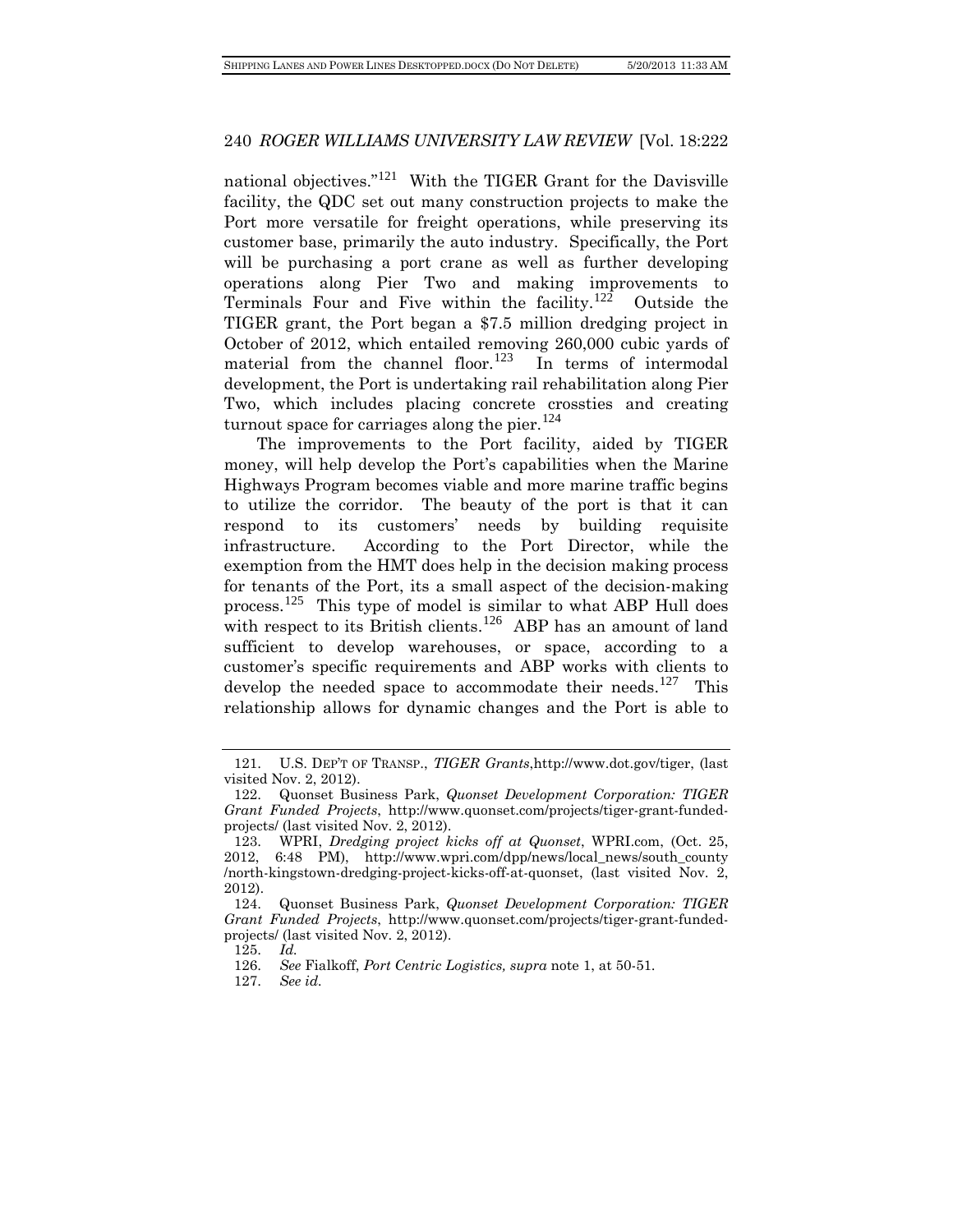national objectives."[121] With the TIGER Grant for the Davisville facility, the QDC set out many construction projects to make the Port more versatile for freight operations, while preserving its customer base, primarily the auto industry. Specifically, the Port will be purchasing a port crane as well as further developing operations along Pier Two and making improvements to Terminals Four and Five within the facility.[122] Outside the TIGER grant, the Port began a $7.5 million dredging project in October of 2012, which entailed removing 260,000 cubic yards of material from the channel floor.[123] In terms of intermodal development, the Port is undertaking rail rehabilitation along Pier Two, which includes placing concrete crossties and creating turnout space for carriages along the pier.[124]

The improvements to the Port facility, aided by TIGER money, will help develop the Port's capabilities when the Marine Highways Program becomes viable and more marine traffic begins to utilize the corridor. The beauty of the port is that it can respond to its customers' needs by building requisite infrastructure. According to the Port Director, while the exemption from the HMT does help in the decision making process for tenants of the Port, its a small aspect of the decision-making process.[125] This type of model is similar to what ABP Hull does with respect to its British clients.[126] ABP has an amount of land sufficient to develop warehouses, or space, according to a customer's specific requirements and ABP works with clients to develop the needed space to accommodate their needs.[127] This relationship allows for dynamic changes and the Port is able to

---

121. U.S. DEP'T OF TRANSP., *TIGER Grants*,http://www.dot.gov/tiger, (last visited Nov. 2, 2012).

122. Quonset Business Park, *Quonset Development Corporation: TIGER Grant Funded Projects*, http://www.quonset.com/projects/tiger-grant-funded-projects/ (last visited Nov. 2, 2012).

123. WPRI, *Dredging project kicks off at Quonset*, WPRI.com, (Oct. 25, 2012, 6:48 PM), http://www.wpri.com/dpp/news/local_news/south_county /north-kingstown-dredging-project-kicks-off-at-quonset, (last visited Nov. 2, 2012).

124. Quonset Business Park, *Quonset Development Corporation: TIGER Grant Funded Projects*, http://www.quonset.com/projects/tiger-grant-funded-projects/ (last visited Nov. 2, 2012).

125. *Id.*

126. *See* Fialkoff, *Port Centric Logistics, supra* note 1, at 50-51.

127. *See id.*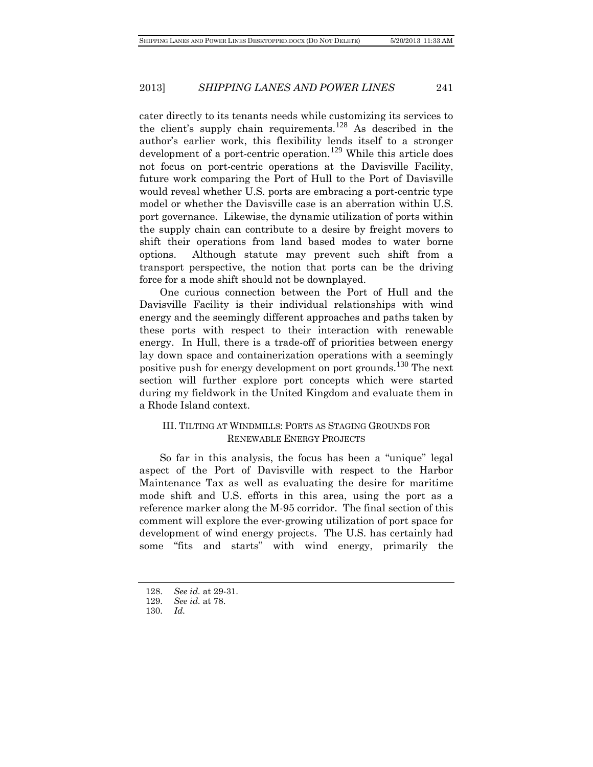cater directly to its tenants needs while customizing its services to the client's supply chain requirements.[128] As described in the author's earlier work, this flexibility lends itself to a stronger development of a port-centric operation.[129] While this article does not focus on port-centric operations at the Davisville Facility, future work comparing the Port of Hull to the Port of Davisville would reveal whether U.S. ports are embracing a port-centric type model or whether the Davisville case is an aberration within U.S. port governance. Likewise, the dynamic utilization of ports within the supply chain can contribute to a desire by freight movers to shift their operations from land based modes to water borne options. Although statute may prevent such shift from a transport perspective, the notion that ports can be the driving force for a mode shift should not be downplayed.

One curious connection between the Port of Hull and the Davisville Facility is their individual relationships with wind energy and the seemingly different approaches and paths taken by these ports with respect to their interaction with renewable energy. In Hull, there is a trade-off of priorities between energy lay down space and containerization operations with a seemingly positive push for energy development on port grounds.[130] The next section will further explore port concepts which were started during my fieldwork in the United Kingdom and evaluate them in a Rhode Island context.

## III. Tilting at Windmills: Ports as Staging Grounds for Renewable Energy Projects

So far in this analysis, the focus has been a "unique" legal aspect of the Port of Davisville with respect to the Harbor Maintenance Tax as well as evaluating the desire for maritime mode shift and U.S. efforts in this area, using the port as a reference marker along the M-95 corridor. The final section of this comment will explore the ever-growing utilization of port space for development of wind energy projects. The U.S. has certainly had some "fits and starts" with wind energy, primarily the

---

128. *See id.* at 29-31.

129. *See id.* at 78.

130. *Id.*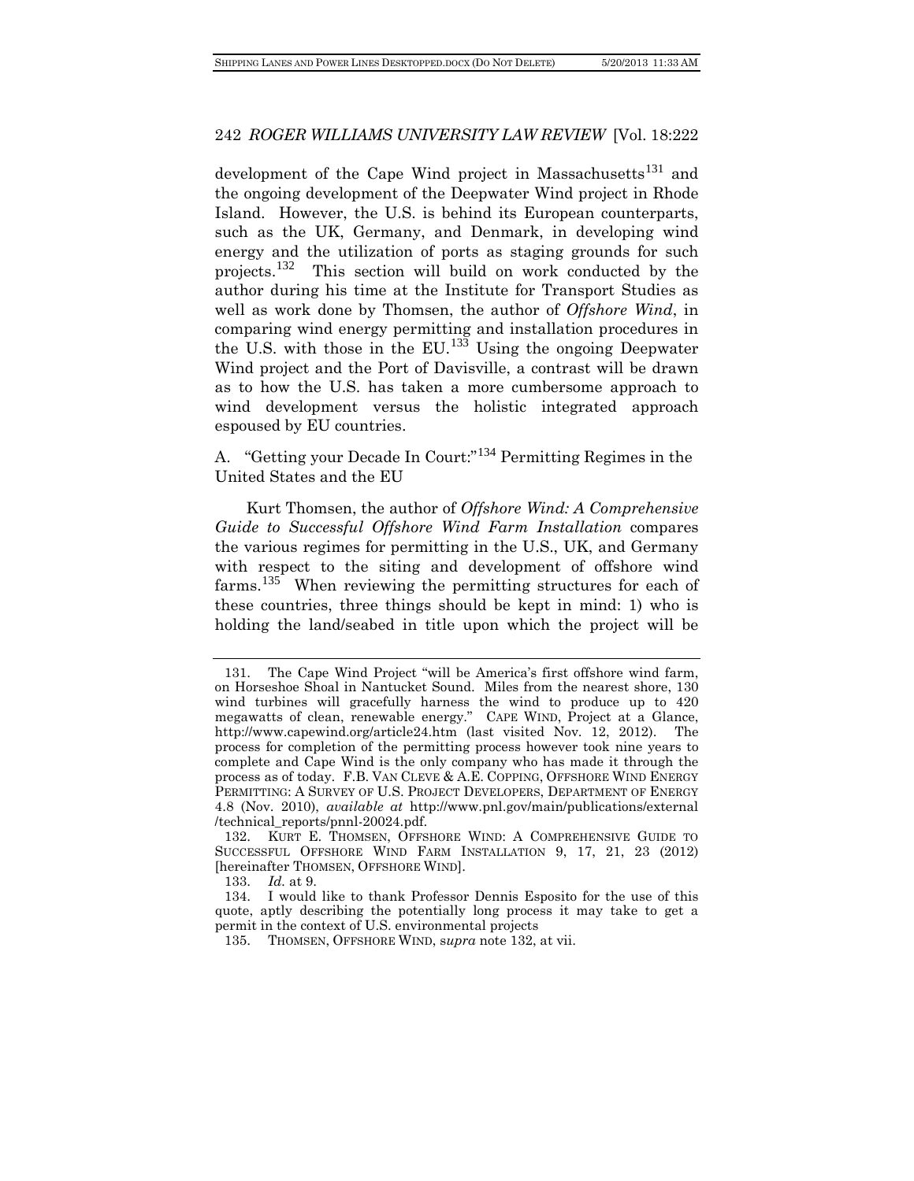development of the Cape Wind project in Massachusetts[131] and the ongoing development of the Deepwater Wind project in Rhode Island. However, the U.S. is behind its European counterparts, such as the UK, Germany, and Denmark, in developing wind energy and the utilization of ports as staging grounds for such projects.[132] This section will build on work conducted by the author during his time at the Institute for Transport Studies as well as work done by Thomsen, the author of *Offshore Wind*, in comparing wind energy permitting and installation procedures in the U.S. with those in the EU.[133] Using the ongoing Deepwater Wind project and the Port of Davisville, a contrast will be drawn as to how the U.S. has taken a more cumbersome approach to wind development versus the holistic integrated approach espoused by EU countries.

### A. "Getting your Decade In Court:"[134] Permitting Regimes in the United States and the EU

Kurt Thomsen, the author of *Offshore Wind: A Comprehensive Guide to Successful Offshore Wind Farm Installation* compares the various regimes for permitting in the U.S., UK, and Germany with respect to the siting and development of offshore wind farms.[135] When reviewing the permitting structures for each of these countries, three things should be kept in mind: 1) who is holding the land/seabed in title upon which the project will be

---

131. The Cape Wind Project "will be America's first offshore wind farm, on Horseshoe Shoal in Nantucket Sound. Miles from the nearest shore, 130 wind turbines will gracefully harness the wind to produce up to 420 megawatts of clean, renewable energy." CAPE WIND, Project at a Glance, http://www.capewind.org/article24.htm (last visited Nov. 12, 2012). The process for completion of the permitting process however took nine years to complete and Cape Wind is the only company who has made it through the process as of today. F.B. VAN CLEVE & A.E. COPPING, OFFSHORE WIND ENERGY PERMITTING: A SURVEY OF U.S. PROJECT DEVELOPERS, DEPARTMENT OF ENERGY 4.8 (Nov. 2010), *available at* http://www.pnl.gov/main/publications/external/technical_reports/pnnl-20024.pdf.

132. KURT E. THOMSEN, OFFSHORE WIND: A COMPREHENSIVE GUIDE TO SUCCESSFUL OFFSHORE WIND FARM INSTALLATION 9, 17, 21, 23 (2012) [hereinafter THOMSEN, OFFSHORE WIND].

133. *Id.* at 9.

134. I would like to thank Professor Dennis Esposito for the use of this quote, aptly describing the potentially long process it may take to get a permit in the context of U.S. environmental projects

135. THOMSEN, OFFSHORE WIND, *supra* note 132, at vii.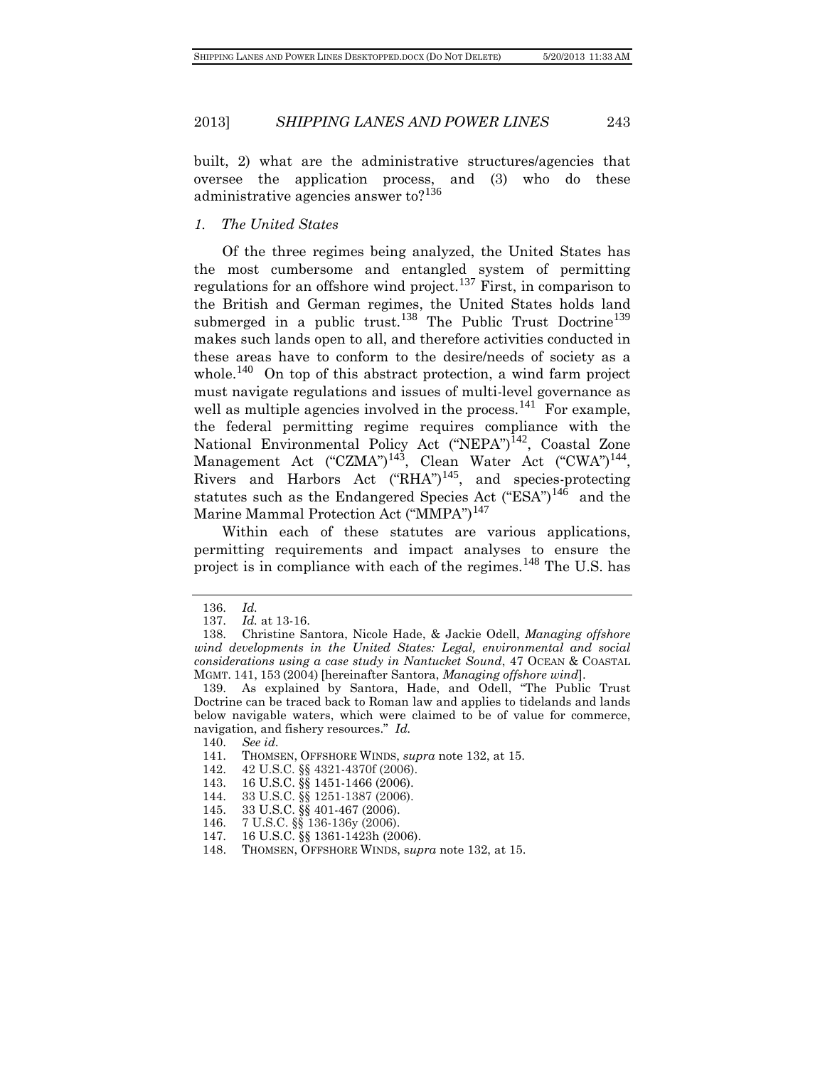built, 2) what are the administrative structures/agencies that oversee the application process, and (3) who do these administrative agencies answer to?[136]

### *1. The United States*

Of the three regimes being analyzed, the United States has the most cumbersome and entangled system of permitting regulations for an offshore wind project.[137] First, in comparison to the British and German regimes, the United States holds land submerged in a public trust.[138] The Public Trust Doctrine[139] makes such lands open to all, and therefore activities conducted in these areas have to conform to the desire/needs of society as a whole.[140] On top of this abstract protection, a wind farm project must navigate regulations and issues of multi-level governance as well as multiple agencies involved in the process.[141] For example, the federal permitting regime requires compliance with the National Environmental Policy Act ("NEPA")[142], Coastal Zone Management Act ("CZMA")[143], Clean Water Act ("CWA")[144], Rivers and Harbors Act ("RHA")[145], and species-protecting statutes such as the Endangered Species Act ("ESA")[146] and the Marine Mammal Protection Act ("MMPA")[147]

Within each of these statutes are various applications, permitting requirements and impact analyses to ensure the project is in compliance with each of the regimes.[148] The U.S. has

---

136. *Id.*

137. *Id.* at 13-16.

138. Christine Santora, Nicole Hade, & Jackie Odell, *Managing offshore wind developments in the United States: Legal, environmental and social considerations using a case study in Nantucket Sound*, 47 OCEAN & COASTAL MGMT. 141, 153 (2004) [hereinafter Santora, *Managing offshore wind*].

139. As explained by Santora, Hade, and Odell, "The Public Trust Doctrine can be traced back to Roman law and applies to tidelands and lands below navigable waters, which were claimed to be of value for commerce, navigation, and fishery resources." *Id.*

140. *See id.*

141. THOMSEN, OFFSHORE WINDS, *supra* note 132, at 15.

142. 42 U.S.C. §§ 4321-4370f (2006).

143. 16 U.S.C. §§ 1451-1466 (2006).

144. 33 U.S.C. §§ 1251-1387 (2006).

145. 33 U.S.C. §§ 401-467 (2006).

146. 7 U.S.C. §§ 136-136y (2006).

147. 16 U.S.C. §§ 1361-1423h (2006).

148. THOMSEN, OFFSHORE WINDS, *supra* note 132, at 15.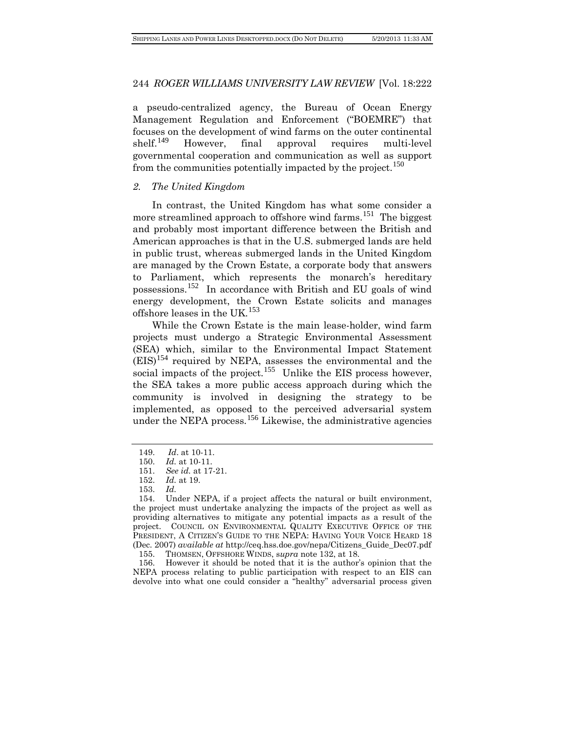a pseudo-centralized agency, the Bureau of Ocean Energy Management Regulation and Enforcement ("BOEMRE") that focuses on the development of wind farms on the outer continental shelf.[149] However, final approval requires multi-level governmental cooperation and communication as well as support from the communities potentially impacted by the project.[150]

### *2. The United Kingdom*

In contrast, the United Kingdom has what some consider a more streamlined approach to offshore wind farms.[151] The biggest and probably most important difference between the British and American approaches is that in the U.S. submerged lands are held in public trust, whereas submerged lands in the United Kingdom are managed by the Crown Estate, a corporate body that answers to Parliament, which represents the monarch's hereditary possessions.[152] In accordance with British and EU goals of wind energy development, the Crown Estate solicits and manages offshore leases in the UK.[153]

While the Crown Estate is the main lease-holder, wind farm projects must undergo a Strategic Environmental Assessment (SEA) which, similar to the Environmental Impact Statement (EIS)[154] required by NEPA, assesses the environmental and the social impacts of the project.[155] Unlike the EIS process however, the SEA takes a more public access approach during which the community is involved in designing the strategy to be implemented, as opposed to the perceived adversarial system under the NEPA process.[156] Likewise, the administrative agencies

---

149. *Id*. at 10-11.

150. *Id.* at 10-11.

151. *See id.* at 17-21.

152. *Id.* at 19.

153. *Id.*

154. Under NEPA, if a project affects the natural or built environment, the project must undertake analyzing the impacts of the project as well as providing alternatives to mitigate any potential impacts as a result of the project. COUNCIL ON ENVIRONMENTAL QUALITY EXECUTIVE OFFICE OF THE PRESIDENT, A CITIZEN'S GUIDE TO THE NEPA: HAVING YOUR VOICE HEARD 18 (Dec. 2007) *available at* http://ceq.hss.doe.gov/nepa/Citizens_Guide_Dec07.pdf

155. THOMSEN, OFFSHORE WINDS, s*upra* note 132, at 18.

156. However it should be noted that it is the author's opinion that the NEPA process relating to public participation with respect to an EIS can devolve into what one could consider a "healthy" adversarial process given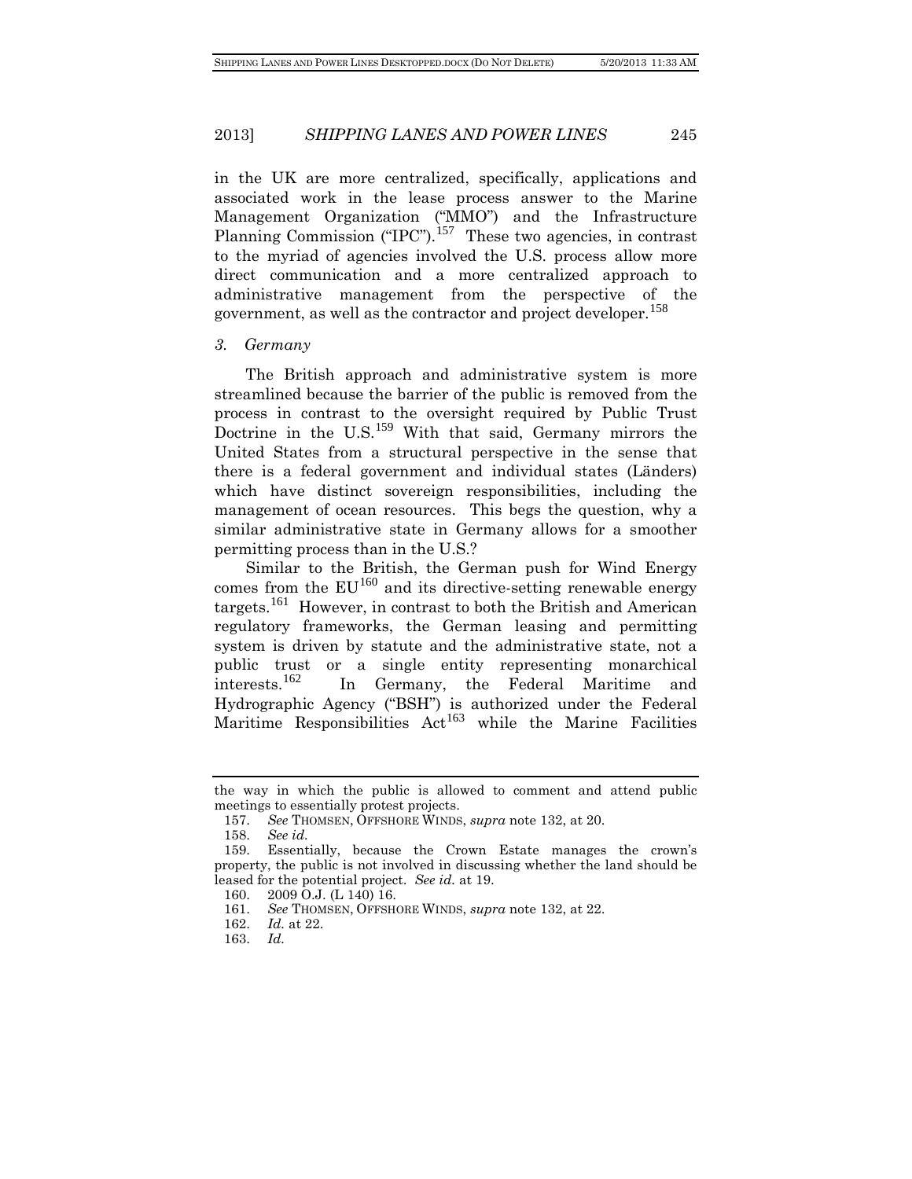in the UK are more centralized, specifically, applications and associated work in the lease process answer to the Marine Management Organization ("MMO") and the Infrastructure Planning Commission ("IPC").[157] These two agencies, in contrast to the myriad of agencies involved the U.S. process allow more direct communication and a more centralized approach to administrative management from the perspective of the government, as well as the contractor and project developer.[158]

### *3. Germany*

The British approach and administrative system is more streamlined because the barrier of the public is removed from the process in contrast to the oversight required by Public Trust Doctrine in the U.S.[159] With that said, Germany mirrors the United States from a structural perspective in the sense that there is a federal government and individual states (Länders) which have distinct sovereign responsibilities, including the management of ocean resources. This begs the question, why a similar administrative state in Germany allows for a smoother permitting process than in the U.S.?

Similar to the British, the German push for Wind Energy comes from the EU[160] and its directive-setting renewable energy targets.[161] However, in contrast to both the British and American regulatory frameworks, the German leasing and permitting system is driven by statute and the administrative state, not a public trust or a single entity representing monarchical interests.[162] In Germany, the Federal Maritime and Hydrographic Agency ("BSH") is authorized under the Federal Maritime Responsibilities Act[163] while the Marine Facilities

---

the way in which the public is allowed to comment and attend public meetings to essentially protest projects.

157. *See* THOMSEN, OFFSHORE WINDS, *supra* note 132, at 20.

158. *See id.*

159. Essentially, because the Crown Estate manages the crown's property, the public is not involved in discussing whether the land should be leased for the potential project. *See id.* at 19.

160. 2009 O.J. (L 140) 16.

161. *See* THOMSEN, OFFSHORE WINDS, *supra* note 132, at 22.

162. *Id.* at 22.

163. *Id.*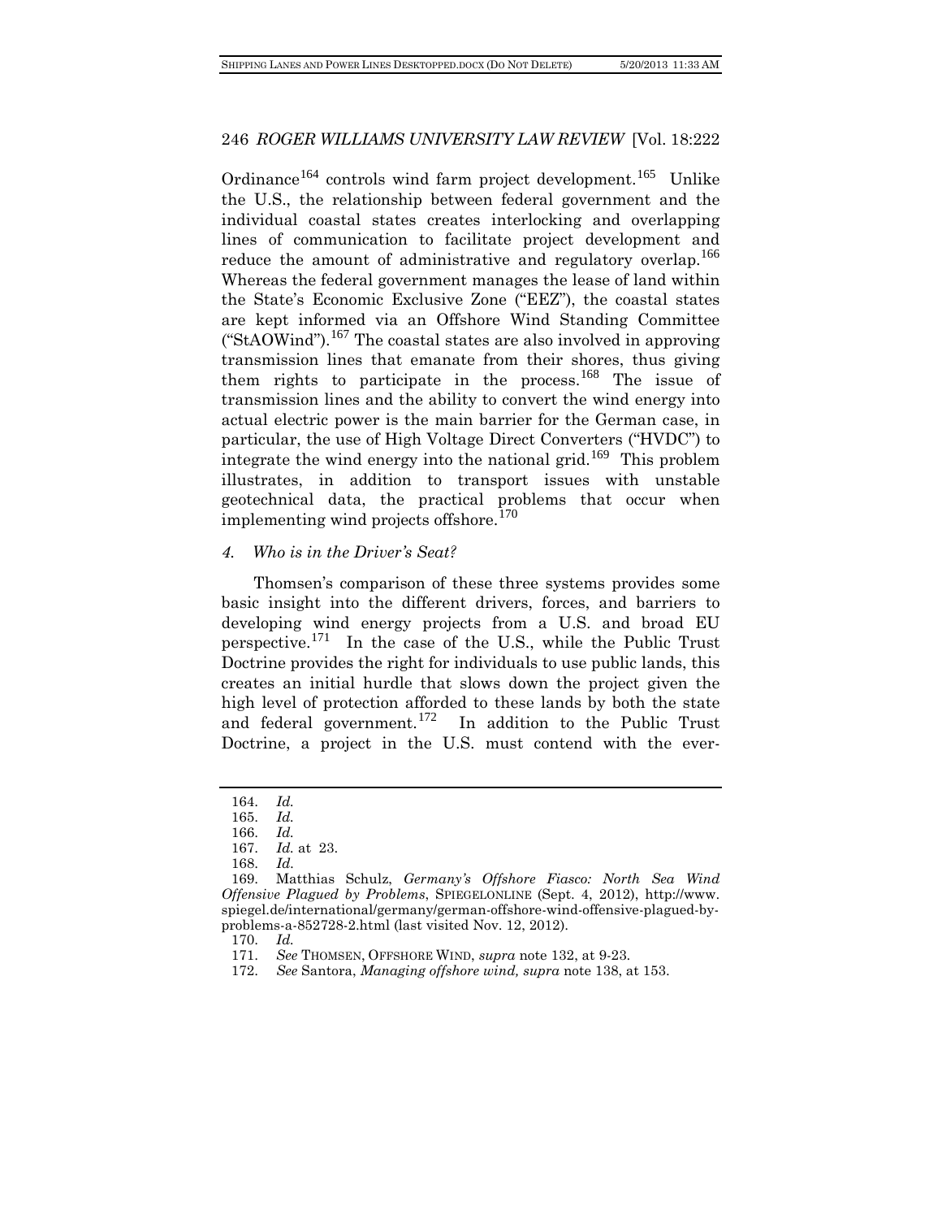Ordinance[164] controls wind farm project development.[165] Unlike the U.S., the relationship between federal government and the individual coastal states creates interlocking and overlapping lines of communication to facilitate project development and reduce the amount of administrative and regulatory overlap.[166] Whereas the federal government manages the lease of land within the State's Economic Exclusive Zone ("EEZ"), the coastal states are kept informed via an Offshore Wind Standing Committee ("StAOWind").[167] The coastal states are also involved in approving transmission lines that emanate from their shores, thus giving them rights to participate in the process.[168] The issue of transmission lines and the ability to convert the wind energy into actual electric power is the main barrier for the German case, in particular, the use of High Voltage Direct Converters ("HVDC") to integrate the wind energy into the national grid.[169] This problem illustrates, in addition to transport issues with unstable geotechnical data, the practical problems that occur when implementing wind projects offshore.[170]

### *4. Who is in the Driver's Seat?*

Thomsen's comparison of these three systems provides some basic insight into the different drivers, forces, and barriers to developing wind energy projects from a U.S. and broad EU perspective.[171] In the case of the U.S., while the Public Trust Doctrine provides the right for individuals to use public lands, this creates an initial hurdle that slows down the project given the high level of protection afforded to these lands by both the state and federal government.[172] In addition to the Public Trust Doctrine, a project in the U.S. must contend with the ever-

---

164. *Id.*

165. *Id.*

166. *Id.*

167. *Id.* at 23.

168. *Id.*

169. Matthias Schulz, *Germany's Offshore Fiasco: North Sea Wind Offensive Plagued by Problems*, SPIEGELONLINE (Sept. 4, 2012), http://www.spiegel.de/international/germany/german-offshore-wind-offensive-plagued-by-problems-a-852728-2.html (last visited Nov. 12, 2012).

170. *Id.*

171. *See* THOMSEN, OFFSHORE WIND, *supra* note 132, at 9-23.

172. *See* Santora, *Managing offshore wind, supra* note 138, at 153.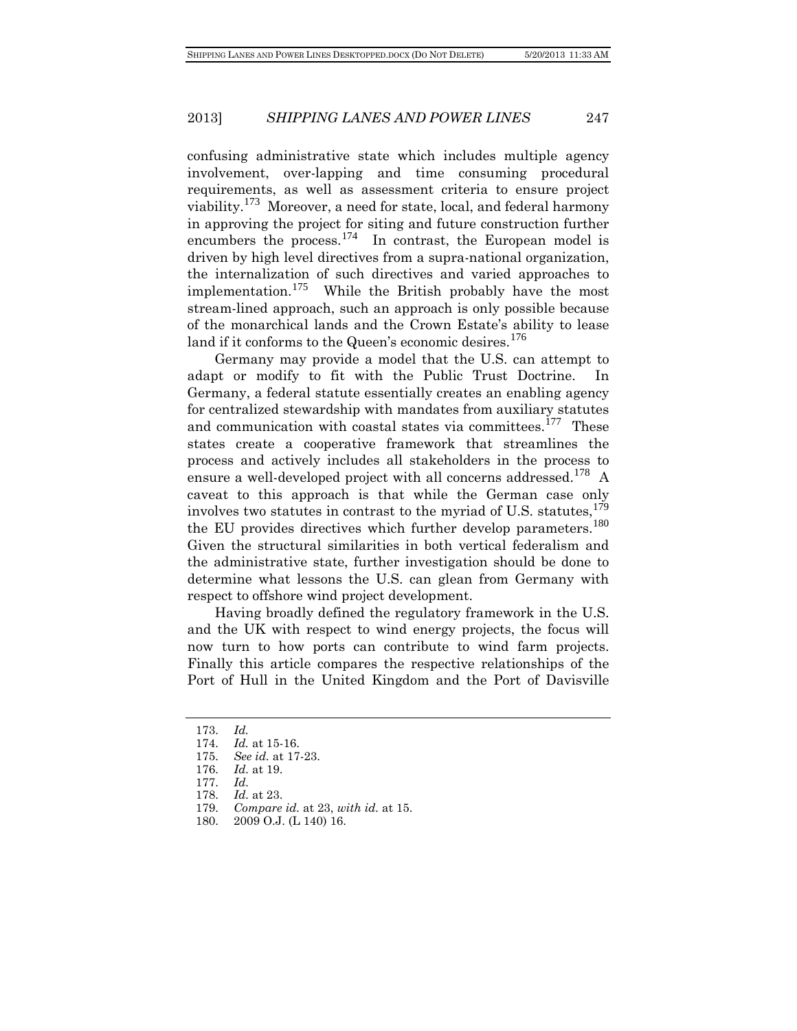confusing administrative state which includes multiple agency involvement, over-lapping and time consuming procedural requirements, as well as assessment criteria to ensure project viability.[173] Moreover, a need for state, local, and federal harmony in approving the project for siting and future construction further encumbers the process.[174] In contrast, the European model is driven by high level directives from a supra-national organization, the internalization of such directives and varied approaches to implementation.[175] While the British probably have the most stream-lined approach, such an approach is only possible because of the monarchical lands and the Crown Estate's ability to lease land if it conforms to the Queen's economic desires.[176]

Germany may provide a model that the U.S. can attempt to adapt or modify to fit with the Public Trust Doctrine. In Germany, a federal statute essentially creates an enabling agency for centralized stewardship with mandates from auxiliary statutes and communication with coastal states via committees.[177] These states create a cooperative framework that streamlines the process and actively includes all stakeholders in the process to ensure a well-developed project with all concerns addressed.[178] A caveat to this approach is that while the German case only involves two statutes in contrast to the myriad of U.S. statutes,[179] the EU provides directives which further develop parameters.[180] Given the structural similarities in both vertical federalism and the administrative state, further investigation should be done to determine what lessons the U.S. can glean from Germany with respect to offshore wind project development.

Having broadly defined the regulatory framework in the U.S. and the UK with respect to wind energy projects, the focus will now turn to how ports can contribute to wind farm projects. Finally this article compares the respective relationships of the Port of Hull in the United Kingdom and the Port of Davisville

---

173. *Id.*

174. *Id.* at 15-16.

175. *See id.* at 17-23.

176. *Id.* at 19.

177. *Id.*

178. *Id.* at 23.

179. *Compare id.* at 23, *with id.* at 15.

180. 2009 O.J. (L 140) 16.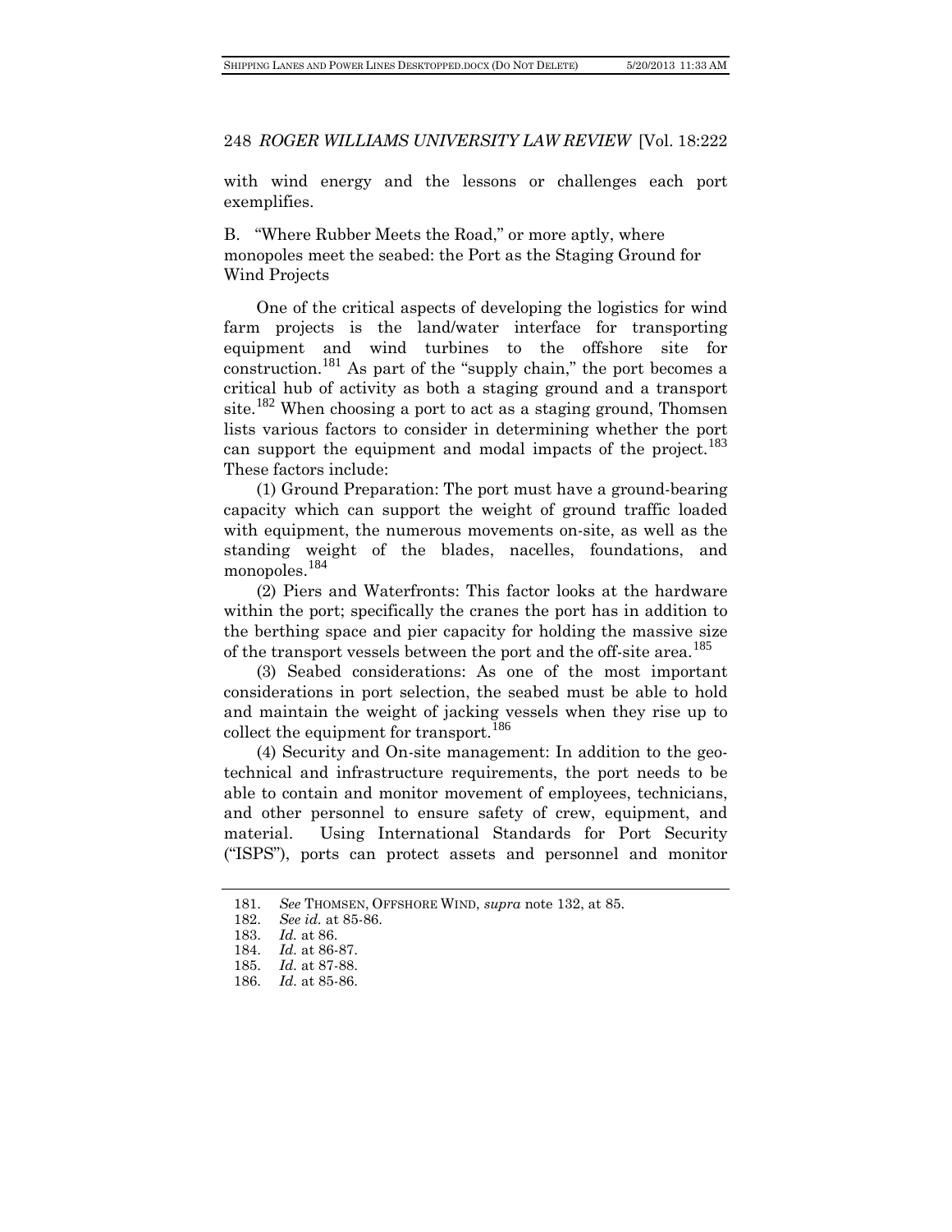with wind energy and the lessons or challenges each port exemplifies.

### B. "Where Rubber Meets the Road," or more aptly, where monopoles meet the seabed: the Port as the Staging Ground for Wind Projects

One of the critical aspects of developing the logistics for wind farm projects is the land/water interface for transporting equipment and wind turbines to the offshore site for construction.[181] As part of the "supply chain," the port becomes a critical hub of activity as both a staging ground and a transport site.[182] When choosing a port to act as a staging ground, Thomsen lists various factors to consider in determining whether the port can support the equipment and modal impacts of the project.[183] These factors include:

(1) Ground Preparation: The port must have a ground-bearing capacity which can support the weight of ground traffic loaded with equipment, the numerous movements on-site, as well as the standing weight of the blades, nacelles, foundations, and monopoles.[184]

(2) Piers and Waterfronts: This factor looks at the hardware within the port; specifically the cranes the port has in addition to the berthing space and pier capacity for holding the massive size of the transport vessels between the port and the off-site area.[185]

(3) Seabed considerations: As one of the most important considerations in port selection, the seabed must be able to hold and maintain the weight of jacking vessels when they rise up to collect the equipment for transport.[186]

(4) Security and On-site management: In addition to the geo-technical and infrastructure requirements, the port needs to be able to contain and monitor movement of employees, technicians, and other personnel to ensure safety of crew, equipment, and material. Using International Standards for Port Security ("ISPS"), ports can protect assets and personnel and monitor

---

181. *See* THOMSEN, OFFSHORE WIND, *supra* note 132, at 85.
182. *See id.* at 85-86.
183. *Id.* at 86.
184. *Id.* at 86-87.
185. *Id.* at 87-88.
186. *Id.* at 85-86.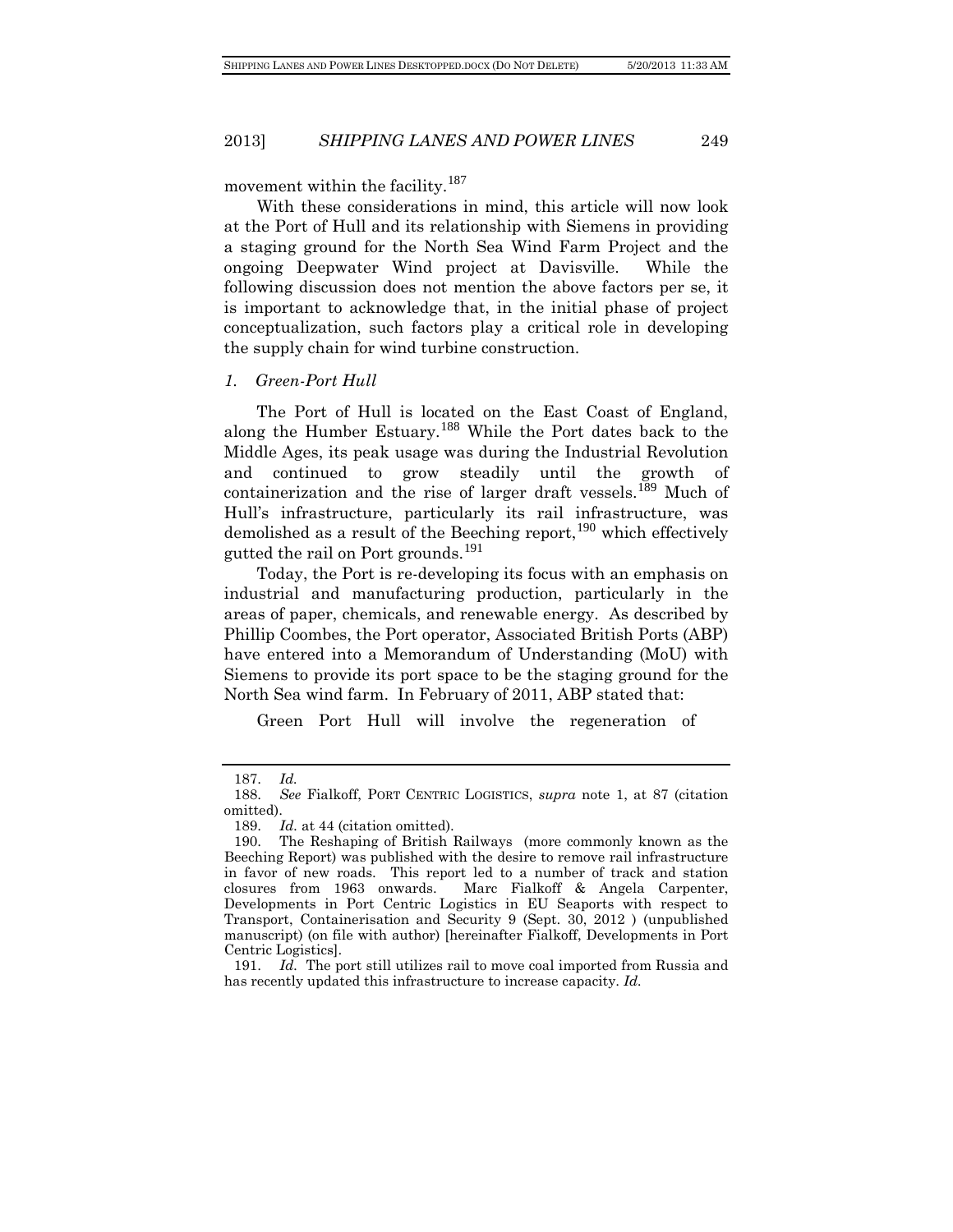movement within the facility.[187]

With these considerations in mind, this article will now look at the Port of Hull and its relationship with Siemens in providing a staging ground for the North Sea Wind Farm Project and the ongoing Deepwater Wind project at Davisville. While the following discussion does not mention the above factors per se, it is important to acknowledge that, in the initial phase of project conceptualization, such factors play a critical role in developing the supply chain for wind turbine construction.

### *1. Green-Port Hull*

The Port of Hull is located on the East Coast of England, along the Humber Estuary.[188] While the Port dates back to the Middle Ages, its peak usage was during the Industrial Revolution and continued to grow steadily until the growth of containerization and the rise of larger draft vessels.[189] Much of Hull's infrastructure, particularly its rail infrastructure, was demolished as a result of the Beeching report,[190] which effectively gutted the rail on Port grounds.[191]

Today, the Port is re-developing its focus with an emphasis on industrial and manufacturing production, particularly in the areas of paper, chemicals, and renewable energy. As described by Phillip Coombes, the Port operator, Associated British Ports (ABP) have entered into a Memorandum of Understanding (MoU) with Siemens to provide its port space to be the staging ground for the North Sea wind farm. In February of 2011, ABP stated that:

Green Port Hull will involve the regeneration of

---

187. *Id.*

188. *See* Fialkoff, PORT CENTRIC LOGISTICS, *supra* note 1, at 87 (citation omitted).

189. *Id.* at 44 (citation omitted).

190. The Reshaping of British Railways (more commonly known as the Beeching Report) was published with the desire to remove rail infrastructure in favor of new roads. This report led to a number of track and station closures from 1963 onwards. Marc Fialkoff & Angela Carpenter, Developments in Port Centric Logistics in EU Seaports with respect to Transport, Containerisation and Security 9 (Sept. 30, 2012 ) (unpublished manuscript) (on file with author) [hereinafter Fialkoff, Developments in Port Centric Logistics].

191. *Id.* The port still utilizes rail to move coal imported from Russia and has recently updated this infrastructure to increase capacity. *Id.*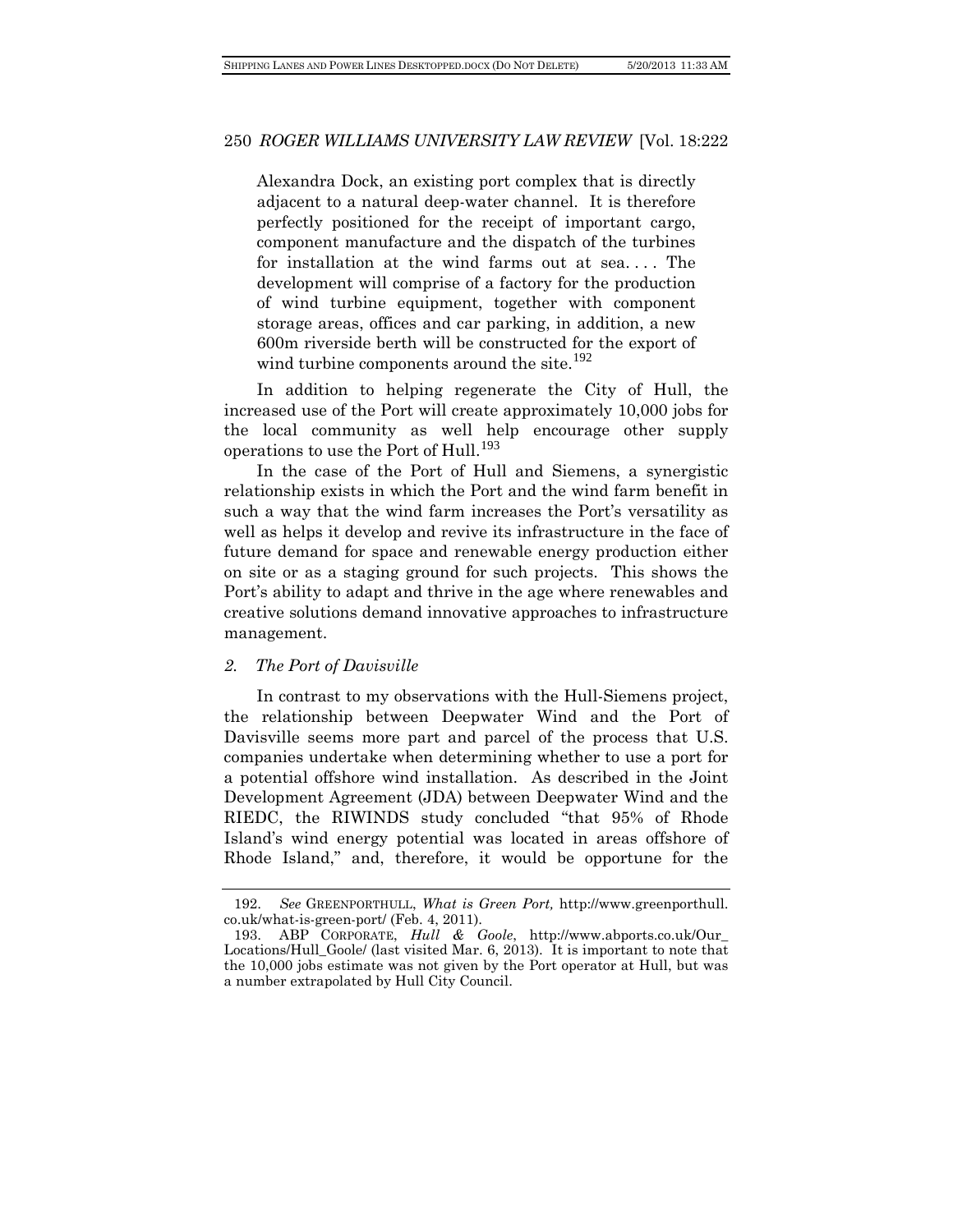> Alexandra Dock, an existing port complex that is directly adjacent to a natural deep-water channel. It is therefore perfectly positioned for the receipt of important cargo, component manufacture and the dispatch of the turbines for installation at the wind farms out at sea. . . . The development will comprise of a factory for the production of wind turbine equipment, together with component storage areas, offices and car parking, in addition, a new 600m riverside berth will be constructed for the export of wind turbine components around the site.[192]

In addition to helping regenerate the City of Hull, the increased use of the Port will create approximately 10,000 jobs for the local community as well help encourage other supply operations to use the Port of Hull.[193]

In the case of the Port of Hull and Siemens, a synergistic relationship exists in which the Port and the wind farm benefit in such a way that the wind farm increases the Port's versatility as well as helps it develop and revive its infrastructure in the face of future demand for space and renewable energy production either on site or as a staging ground for such projects. This shows the Port's ability to adapt and thrive in the age where renewables and creative solutions demand innovative approaches to infrastructure management.

### *2. The Port of Davisville*

In contrast to my observations with the Hull-Siemens project, the relationship between Deepwater Wind and the Port of Davisville seems more part and parcel of the process that U.S. companies undertake when determining whether to use a port for a potential offshore wind installation. As described in the Joint Development Agreement (JDA) between Deepwater Wind and the RIEDC, the RIWINDS study concluded "that 95% of Rhode Island's wind energy potential was located in areas offshore of Rhode Island," and, therefore, it would be opportune for the

---

192. *See* GREENPORTHULL, *What is Green Port,* http://www.greenporthull.co.uk/what-is-green-port/ (Feb. 4, 2011).

193. ABP CORPORATE, *Hull & Goole*, http://www.abports.co.uk/Our_Locations/Hull_Goole/ (last visited Mar. 6, 2013). It is important to note that the 10,000 jobs estimate was not given by the Port operator at Hull, but was a number extrapolated by Hull City Council.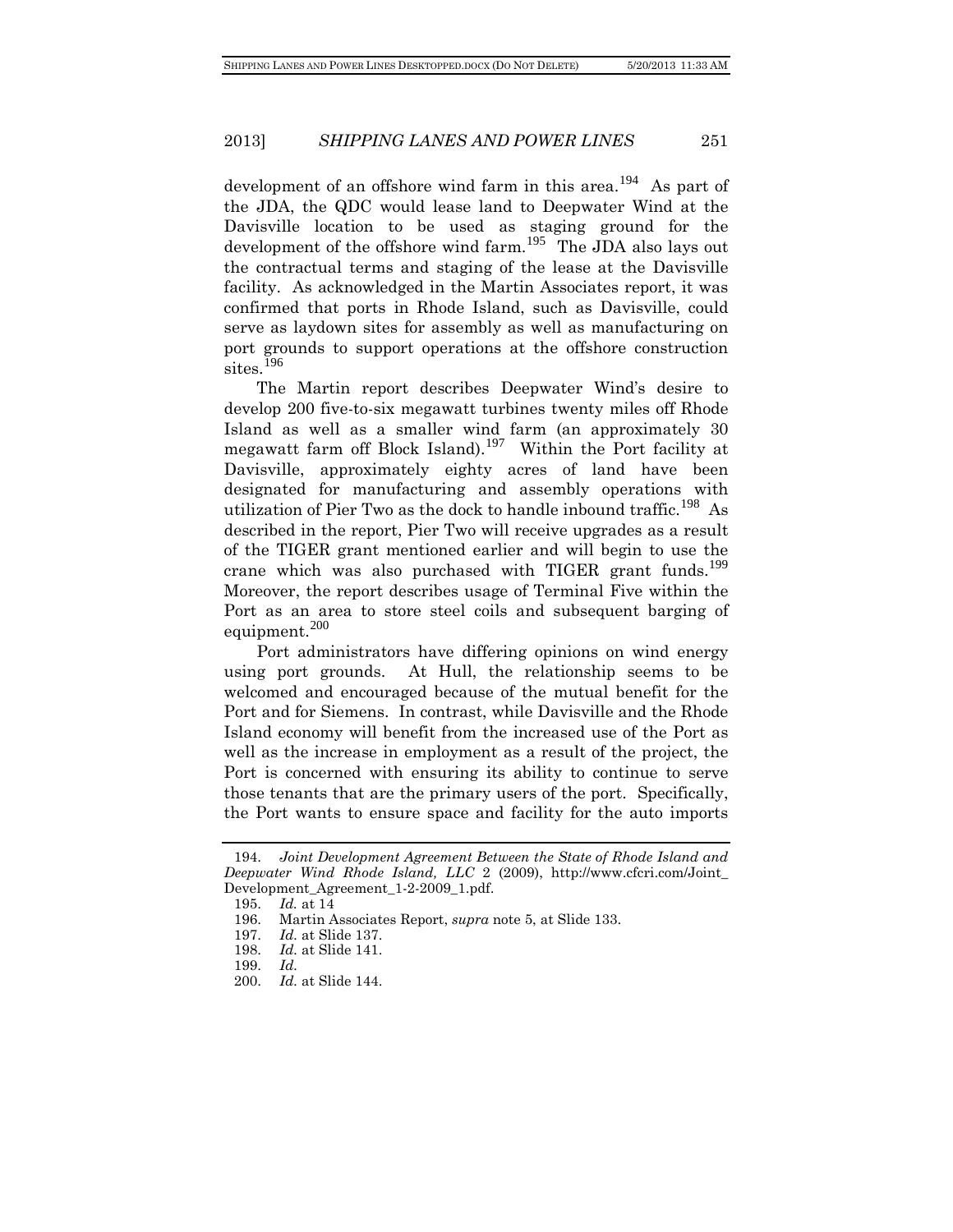development of an offshore wind farm in this area.[194] As part of the JDA, the QDC would lease land to Deepwater Wind at the Davisville location to be used as staging ground for the development of the offshore wind farm.[195] The JDA also lays out the contractual terms and staging of the lease at the Davisville facility. As acknowledged in the Martin Associates report, it was confirmed that ports in Rhode Island, such as Davisville, could serve as laydown sites for assembly as well as manufacturing on port grounds to support operations at the offshore construction sites.[196]

The Martin report describes Deepwater Wind's desire to develop 200 five-to-six megawatt turbines twenty miles off Rhode Island as well as a smaller wind farm (an approximately 30 megawatt farm off Block Island).[197] Within the Port facility at Davisville, approximately eighty acres of land have been designated for manufacturing and assembly operations with utilization of Pier Two as the dock to handle inbound traffic.[198] As described in the report, Pier Two will receive upgrades as a result of the TIGER grant mentioned earlier and will begin to use the crane which was also purchased with TIGER grant funds.[199] Moreover, the report describes usage of Terminal Five within the Port as an area to store steel coils and subsequent barging of equipment.[200]

Port administrators have differing opinions on wind energy using port grounds. At Hull, the relationship seems to be welcomed and encouraged because of the mutual benefit for the Port and for Siemens. In contrast, while Davisville and the Rhode Island economy will benefit from the increased use of the Port as well as the increase in employment as a result of the project, the Port is concerned with ensuring its ability to continue to serve those tenants that are the primary users of the port. Specifically, the Port wants to ensure space and facility for the auto imports

---

194. *Joint Development Agreement Between the State of Rhode Island and Deepwater Wind Rhode Island, LLC* 2 (2009), http://www.cfcri.com/Joint_Development_Agreement_1-2-2009_1.pdf.

195. *Id.* at 14

196. Martin Associates Report, *supra* note 5, at Slide 133.

197. *Id.* at Slide 137.

198. *Id.* at Slide 141.

199. *Id.*

200. *Id.* at Slide 144.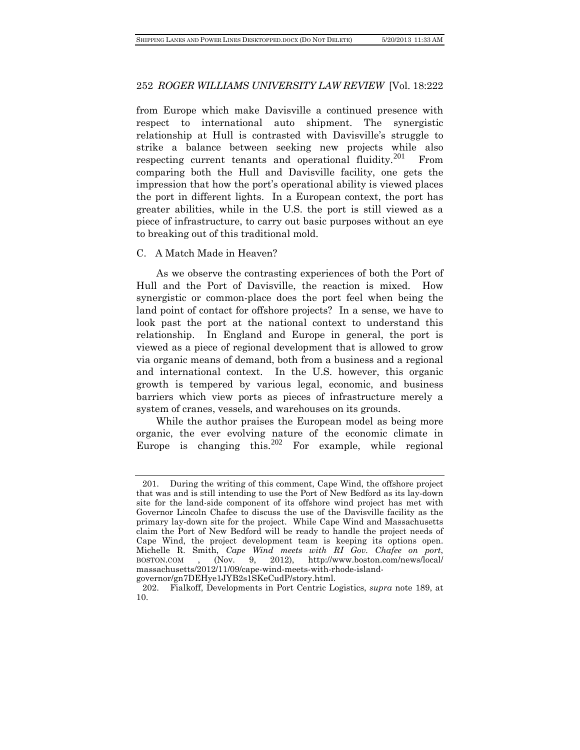from Europe which make Davisville a continued presence with respect to international auto shipment. The synergistic relationship at Hull is contrasted with Davisville's struggle to strike a balance between seeking new projects while also respecting current tenants and operational fluidity.[201] From comparing both the Hull and Davisville facility, one gets the impression that how the port's operational ability is viewed places the port in different lights. In a European context, the port has greater abilities, while in the U.S. the port is still viewed as a piece of infrastructure, to carry out basic purposes without an eye to breaking out of this traditional mold.

### C. A Match Made in Heaven?

As we observe the contrasting experiences of both the Port of Hull and the Port of Davisville, the reaction is mixed. How synergistic or common-place does the port feel when being the land point of contact for offshore projects? In a sense, we have to look past the port at the national context to understand this relationship. In England and Europe in general, the port is viewed as a piece of regional development that is allowed to grow via organic means of demand, both from a business and a regional and international context. In the U.S. however, this organic growth is tempered by various legal, economic, and business barriers which view ports as pieces of infrastructure merely a system of cranes, vessels, and warehouses on its grounds.

While the author praises the European model as being more organic, the ever evolving nature of the economic climate in Europe is changing this.[202] For example, while regional

---

201. During the writing of this comment, Cape Wind, the offshore project that was and is still intending to use the Port of New Bedford as its lay-down site for the land-side component of its offshore wind project has met with Governor Lincoln Chafee to discuss the use of the Davisville facility as the primary lay-down site for the project. While Cape Wind and Massachusetts claim the Port of New Bedford will be ready to handle the project needs of Cape Wind, the project development team is keeping its options open. Michelle R. Smith, *Cape Wind meets with RI Gov. Chafee on port*, BOSTON.COM , (Nov. 9, 2012), http://www.boston.com/news/local/massachusetts/2012/11/09/cape-wind-meets-with-rhode-island-governor/gn7DEHye1JYB2s1SKeCudP/story.html.

202. Fialkoff, Developments in Port Centric Logistics, *supra* note 189, at 10.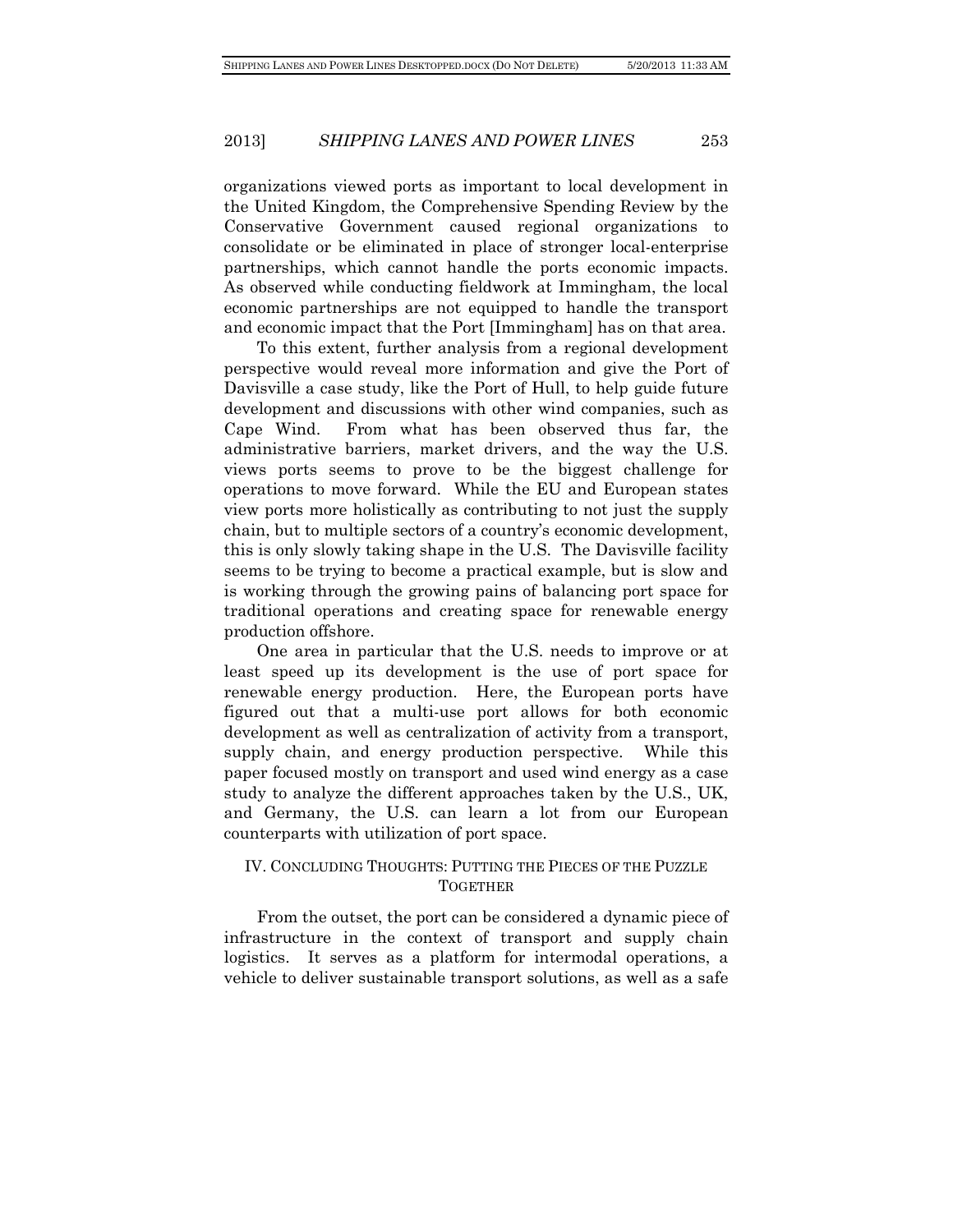organizations viewed ports as important to local development in the United Kingdom, the Comprehensive Spending Review by the Conservative Government caused regional organizations to consolidate or be eliminated in place of stronger local-enterprise partnerships, which cannot handle the ports economic impacts. As observed while conducting fieldwork at Immingham, the local economic partnerships are not equipped to handle the transport and economic impact that the Port [Immingham] has on that area.

To this extent, further analysis from a regional development perspective would reveal more information and give the Port of Davisville a case study, like the Port of Hull, to help guide future development and discussions with other wind companies, such as Cape Wind. From what has been observed thus far, the administrative barriers, market drivers, and the way the U.S. views ports seems to prove to be the biggest challenge for operations to move forward. While the EU and European states view ports more holistically as contributing to not just the supply chain, but to multiple sectors of a country's economic development, this is only slowly taking shape in the U.S. The Davisville facility seems to be trying to become a practical example, but is slow and is working through the growing pains of balancing port space for traditional operations and creating space for renewable energy production offshore.

One area in particular that the U.S. needs to improve or at least speed up its development is the use of port space for renewable energy production. Here, the European ports have figured out that a multi-use port allows for both economic development as well as centralization of activity from a transport, supply chain, and energy production perspective. While this paper focused mostly on transport and used wind energy as a case study to analyze the different approaches taken by the U.S., UK, and Germany, the U.S. can learn a lot from our European counterparts with utilization of port space.

## IV. CONCLUDING THOUGHTS: PUTTING THE PIECES OF THE PUZZLE TOGETHER

From the outset, the port can be considered a dynamic piece of infrastructure in the context of transport and supply chain logistics. It serves as a platform for intermodal operations, a vehicle to deliver sustainable transport solutions, as well as a safe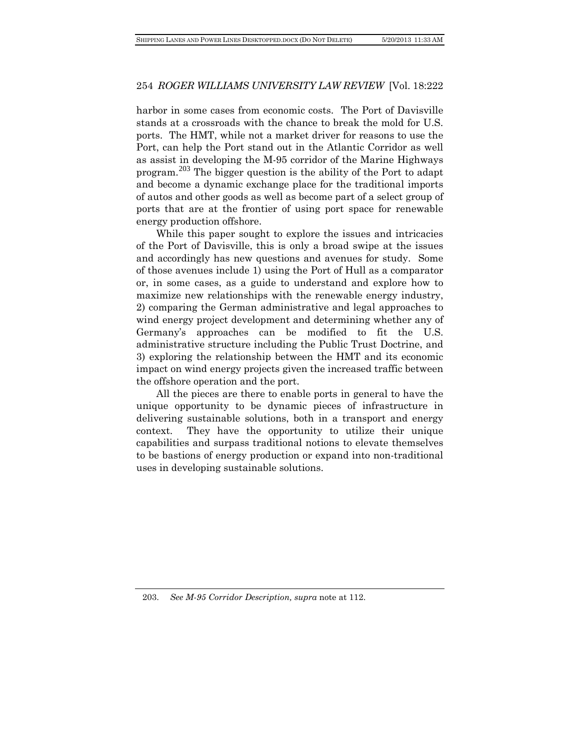harbor in some cases from economic costs. The Port of Davisville stands at a crossroads with the chance to break the mold for U.S. ports. The HMT, while not a market driver for reasons to use the Port, can help the Port stand out in the Atlantic Corridor as well as assist in developing the M-95 corridor of the Marine Highways program.[203] The bigger question is the ability of the Port to adapt and become a dynamic exchange place for the traditional imports of autos and other goods as well as become part of a select group of ports that are at the frontier of using port space for renewable energy production offshore.

While this paper sought to explore the issues and intricacies of the Port of Davisville, this is only a broad swipe at the issues and accordingly has new questions and avenues for study. Some of those avenues include 1) using the Port of Hull as a comparator or, in some cases, as a guide to understand and explore how to maximize new relationships with the renewable energy industry, 2) comparing the German administrative and legal approaches to wind energy project development and determining whether any of Germany's approaches can be modified to fit the U.S. administrative structure including the Public Trust Doctrine, and 3) exploring the relationship between the HMT and its economic impact on wind energy projects given the increased traffic between the offshore operation and the port.

All the pieces are there to enable ports in general to have the unique opportunity to be dynamic pieces of infrastructure in delivering sustainable solutions, both in a transport and energy context. They have the opportunity to utilize their unique capabilities and surpass traditional notions to elevate themselves to be bastions of energy production or expand into non-traditional uses in developing sustainable solutions.

---

203. *See M-95 Corridor Description*, *supra* note at 112.